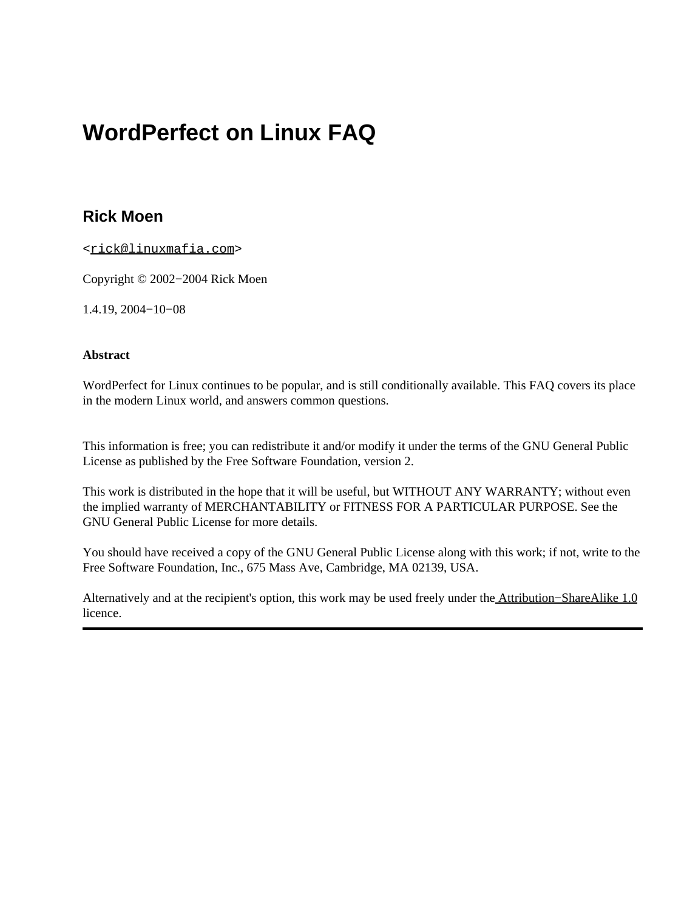# WordPerfect on Linux FAQ

## Rick Moen

<rick@linuxmafia.com>

Copyright © 2002−2004 Rick Moen

1.4.19, 2004−10−08

**Abstract**

WordPerfect for Linux continues to be popular, and is still conditionally available. This FAQ covers its place in the modern Linux world, and answers common questions.

This information is free; you can redistribute it and/or modify it under the terms of the GNU General Public License as published by the Free Software Foundation, version 2.

This work is distributed in the hope that it will be useful, but WITHOUT ANY WARRANTY; without even the implied warranty of MERCHANTABILITY or FITNESS FOR A PARTICULAR PURPOSE. See the GNU General Public License for more details.

You should have received a copy of the GNU General Public License along with this work; if not, write to the Free Software Foundation, Inc., 675 Mass Ave, Cambridge, MA 02139, USA.

Alternatively and at the recipient's option, this work may be used freely under the Attribution−ShareAlike 1.0 licence.

---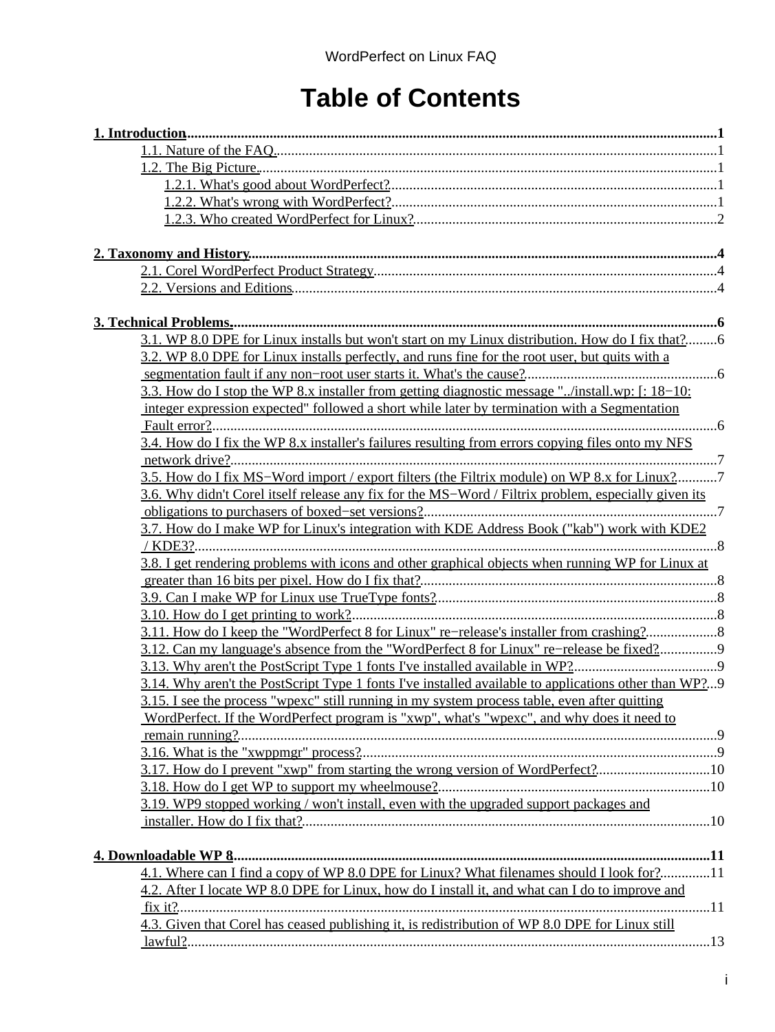# Table of Contents

**1. Introduction** .......... **1**

- 1.1. Nature of the FAQ .......... 1
- 1.2. The Big Picture .......... 1
  - 1.2.1. What's good about WordPerfect? .......... 1
  - 1.2.2. What's wrong with WordPerfect? .......... 1
  - 1.2.3. Who created WordPerfect for Linux? .......... 2

**2. Taxonomy and History** .......... **4**

- 2.1. Corel WordPerfect Product Strategy .......... 4
- 2.2. Versions and Editions .......... 4

**3. Technical Problems** .......... **6**

- 3.1. WP 8.0 DPE for Linux installs but won't start on my Linux distribution. How do I fix that? .......... 6
- 3.2. WP 8.0 DPE for Linux installs perfectly, and runs fine for the root user, but quits with a segmentation fault if any non−root user starts it. What's the cause? .......... 6
- 3.3. How do I stop the WP 8.x installer from getting diagnostic message "../install.wp: [: 18−10: integer expression expected" followed a short while later by termination with a Segmentation Fault error? .......... 6
- 3.4. How do I fix the WP 8.x installer's failures resulting from errors copying files onto my NFS network drive? .......... 7
- 3.5. How do I fix MS−Word import / export filters (the Filtrix module) on WP 8.x for Linux? .......... 7
- 3.6. Why didn't Corel itself release any fix for the MS−Word / Filtrix problem, especially given its obligations to purchasers of boxed−set versions? .......... 7
- 3.7. How do I make WP for Linux's integration with KDE Address Book ("kab") work with KDE2 / KDE3? .......... 8
- 3.8. I get rendering problems with icons and other graphical objects when running WP for Linux at greater than 16 bits per pixel. How do I fix that? .......... 8
- 3.9. Can I make WP for Linux use TrueType fonts? .......... 8
- 3.10. How do I get printing to work? .......... 8
- 3.11. How do I keep the "WordPerfect 8 for Linux" re−release's installer from crashing? .......... 8
- 3.12. Can my language's absence from the "WordPerfect 8 for Linux" re−release be fixed? .......... 9
- 3.13. Why aren't the PostScript Type 1 fonts I've installed available in WP? .......... 9
- 3.14. Why aren't the PostScript Type 1 fonts I've installed available to applications other than WP? .......... 9
- 3.15. I see the process "wpexc" still running in my system process table, even after quitting WordPerfect. If the WordPerfect program is "xwp", what's "wpexc", and why does it need to remain running? .......... 9
- 3.16. What is the "xwppmgr" process? .......... 9
- 3.17. How do I prevent "xwp" from starting the wrong version of WordPerfect? .......... 10
- 3.18. How do I get WP to support my wheelmouse? .......... 10
- 3.19. WP9 stopped working / won't install, even with the upgraded support packages and installer. How do I fix that? .......... 10

**4. Downloadable WP 8** .......... **11**

- 4.1. Where can I find a copy of WP 8.0 DPE for Linux? What filenames should I look for? .......... 11
- 4.2. After I locate WP 8.0 DPE for Linux, how do I install it, and what can I do to improve and fix it? .......... 11
- 4.3. Given that Corel has ceased publishing it, is redistribution of WP 8.0 DPE for Linux still lawful? .......... 13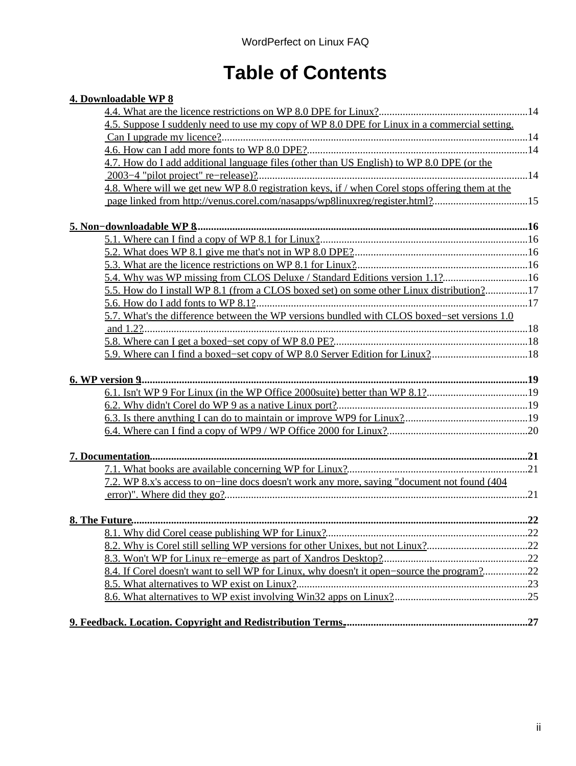# Table of Contents

**4. Downloadable WP 8**

- 4.4. What are the licence restrictions on WP 8.0 DPE for Linux?........................................................14
- 4.5. Suppose I suddenly need to use my copy of WP 8.0 DPE for Linux in a commercial setting. Can I upgrade my licence?..................................................................................................................14
- 4.6. How can I add more fonts to WP 8.0 DPE?..................................................................................14
- 4.7. How do I add additional language files (other than US English) to WP 8.0 DPE (or the 2003−4 "pilot project" re−release)?.....................................................................................................14
- 4.8. Where will we get new WP 8.0 registration keys, if / when Corel stops offering them at the page linked from http://venus.corel.com/nasapps/wp8linuxreg/register.html?...................................15

**5. Non−downloadable WP 8**............................................................................................................................**16**

- 5.1. Where can I find a copy of WP 8.1 for Linux?..............................................................................16
- 5.2. What does WP 8.1 give me that's not in WP 8.0 DPE?.................................................................16
- 5.3. What are the licence restrictions on WP 8.1 for Linux?................................................................16
- 5.4. Why was WP missing from CLOS Deluxe / Standard Editions version 1.1?................................16
- 5.5. How do I install WP 8.1 (from a CLOS boxed set) on some other Linux distribution?................17
- 5.6. How do I add fonts to WP 8.1?......................................................................................................17
- 5.7. What's the difference between the WP versions bundled with CLOS boxed−set versions 1.0 and 1.2?................................................................................................................................................18
- 5.8. Where can I get a boxed−set copy of WP 8.0 PE?.........................................................................18
- 5.9. Where can I find a boxed−set copy of WP 8.0 Server Edition for Linux?.....................................18

**6. WP version 9**...............................................................................................................................................**19**

- 6.1. Isn't WP 9 For Linux (in the WP Office 2000suite) better than WP 8.1?......................................19
- 6.2. Why didn't Corel do WP 9 as a native Linux port?........................................................................19
- 6.3. Is there anything I can do to maintain or improve WP9 for Linux?..............................................19
- 6.4. Where can I find a copy of WP9 / WP Office 2000 for Linux?.....................................................20

**7. Documentation**............................................................................................................................................**21**

- 7.1. What books are available concerning WP for Linux?....................................................................21
- 7.2. WP 8.x's access to on−line docs doesn't work any more, saying "document not found (404 error)". Where did they go?.................................................................................................................21

**8. The Future**...................................................................................................................................................**22**

- 8.1. Why did Corel cease publishing WP for Linux?............................................................................22
- 8.2. Why is Corel still selling WP versions for other Unixes, but not Linux?......................................22
- 8.3. Won't WP for Linux re−emerge as part of Xandros Desktop?.......................................................22
- 8.4. If Corel doesn't want to sell WP for Linux, why doesn't it open−source the program?................22
- 8.5. What alternatives to WP exist on Linux?.......................................................................................23
- 8.6. What alternatives to WP exist involving Win32 apps on Linux?..................................................25

**9. Feedback. Location. Copyright and Redistribution Terms.**....................................................................**27**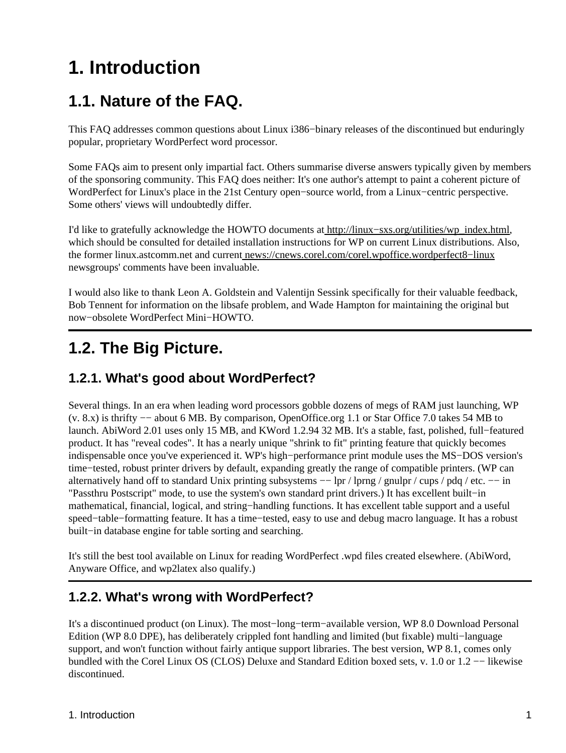# 1. Introduction

## 1.1. Nature of the FAQ.

This FAQ addresses common questions about Linux i386−binary releases of the discontinued but enduringly popular, proprietary WordPerfect word processor.

Some FAQs aim to present only impartial fact. Others summarise diverse answers typically given by members of the sponsoring community. This FAQ does neither: It's one author's attempt to paint a coherent picture of WordPerfect for Linux's place in the 21st Century open−source world, from a Linux−centric perspective. Some others' views will undoubtedly differ.

I'd like to gratefully acknowledge the HOWTO documents at http://linux−sxs.org/utilities/wp_index.html, which should be consulted for detailed installation instructions for WP on current Linux distributions. Also, the former linux.astcomm.net and current news://cnews.corel.com/corel.wpoffice.wordperfect8−linux newsgroups' comments have been invaluable.

I would also like to thank Leon A. Goldstein and Valentijn Sessink specifically for their valuable feedback, Bob Tennent for information on the libsafe problem, and Wade Hampton for maintaining the original but now−obsolete WordPerfect Mini−HOWTO.

## 1.2. The Big Picture.

### 1.2.1. What's good about WordPerfect?

Several things. In an era when leading word processors gobble dozens of megs of RAM just launching, WP (v. 8.x) is thrifty −− about 6 MB. By comparison, OpenOffice.org 1.1 or Star Office 7.0 takes 54 MB to launch. AbiWord 2.01 uses only 15 MB, and KWord 1.2.94 32 MB. It's a stable, fast, polished, full−featured product. It has "reveal codes". It has a nearly unique "shrink to fit" printing feature that quickly becomes indispensable once you've experienced it. WP's high−performance print module uses the MS−DOS version's time−tested, robust printer drivers by default, expanding greatly the range of compatible printers. (WP can alternatively hand off to standard Unix printing subsystems −− lpr / lprng / gnulpr / cups / pdq / etc. −− in "Passthru Postscript" mode, to use the system's own standard print drivers.) It has excellent built−in mathematical, financial, logical, and string−handling functions. It has excellent table support and a useful speed−table−formatting feature. It has a time−tested, easy to use and debug macro language. It has a robust built−in database engine for table sorting and searching.

It's still the best tool available on Linux for reading WordPerfect .wpd files created elsewhere. (AbiWord, Anyware Office, and wp2latex also qualify.)

### 1.2.2. What's wrong with WordPerfect?

It's a discontinued product (on Linux). The most−long−term−available version, WP 8.0 Download Personal Edition (WP 8.0 DPE), has deliberately crippled font handling and limited (but fixable) multi−language support, and won't function without fairly antique support libraries. The best version, WP 8.1, comes only bundled with the Corel Linux OS (CLOS) Deluxe and Standard Edition boxed sets, v. 1.0 or 1.2 −− likewise discontinued.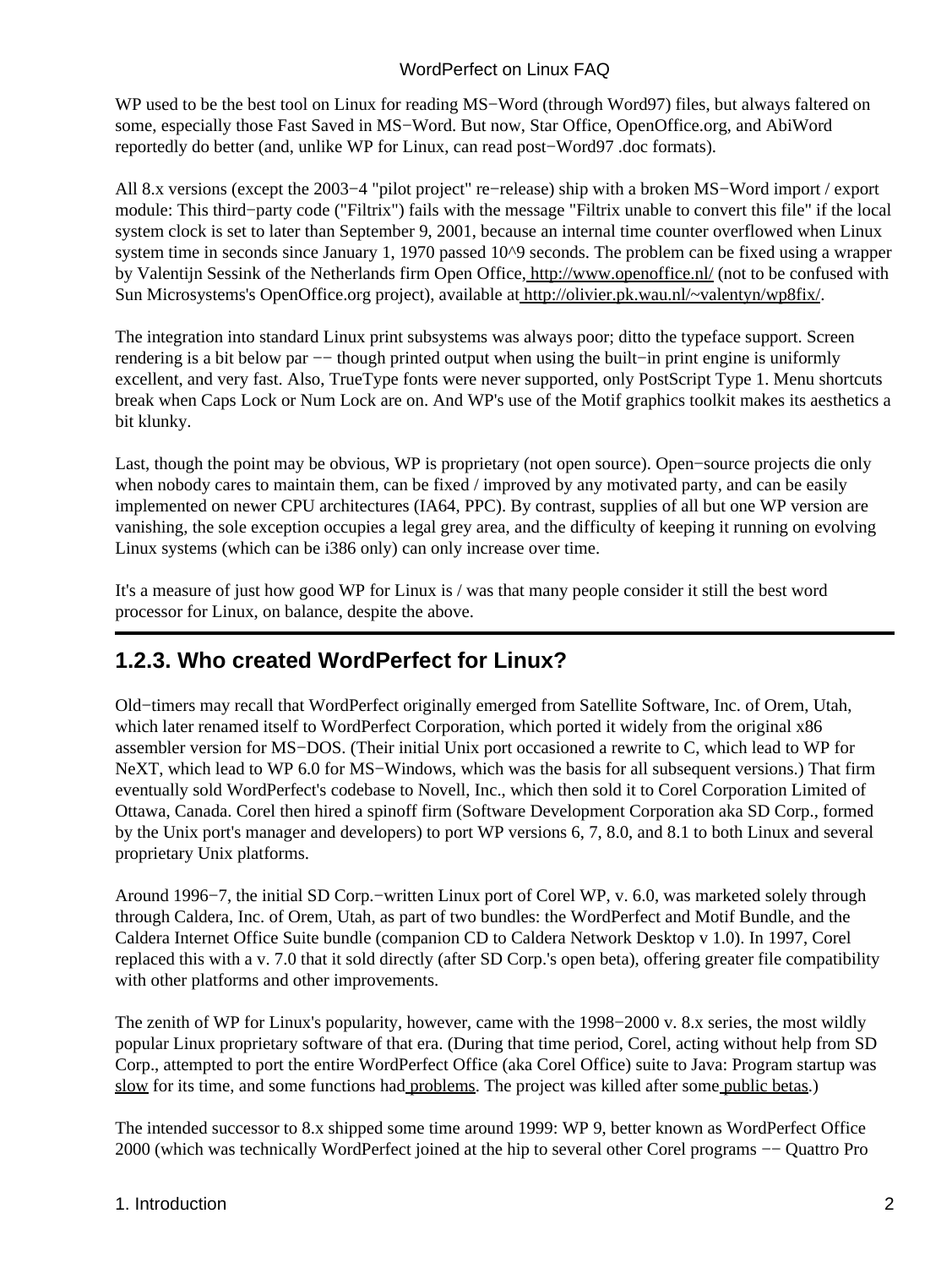WP used to be the best tool on Linux for reading MS−Word (through Word97) files, but always faltered on some, especially those Fast Saved in MS−Word. But now, Star Office, OpenOffice.org, and AbiWord reportedly do better (and, unlike WP for Linux, can read post−Word97 .doc formats).

All 8.x versions (except the 2003−4 "pilot project" re−release) ship with a broken MS−Word import / export module: This third−party code ("Filtrix") fails with the message "Filtrix unable to convert this file" if the local system clock is set to later than September 9, 2001, because an internal time counter overflowed when Linux system time in seconds since January 1, 1970 passed 10^9 seconds. The problem can be fixed using a wrapper by Valentijn Sessink of the Netherlands firm Open Office, http://www.openoffice.nl/ (not to be confused with Sun Microsystems's OpenOffice.org project), available at http://olivier.pk.wau.nl/~valentyn/wp8fix/.

The integration into standard Linux print subsystems was always poor; ditto the typeface support. Screen rendering is a bit below par −− though printed output when using the built−in print engine is uniformly excellent, and very fast. Also, TrueType fonts were never supported, only PostScript Type 1. Menu shortcuts break when Caps Lock or Num Lock are on. And WP's use of the Motif graphics toolkit makes its aesthetics a bit klunky.

Last, though the point may be obvious, WP is proprietary (not open source). Open−source projects die only when nobody cares to maintain them, can be fixed / improved by any motivated party, and can be easily implemented on newer CPU architectures (IA64, PPC). By contrast, supplies of all but one WP version are vanishing, the sole exception occupies a legal grey area, and the difficulty of keeping it running on evolving Linux systems (which can be i386 only) can only increase over time.

It's a measure of just how good WP for Linux is / was that many people consider it still the best word processor for Linux, on balance, despite the above.

## 1.2.3. Who created WordPerfect for Linux?

Old−timers may recall that WordPerfect originally emerged from Satellite Software, Inc. of Orem, Utah, which later renamed itself to WordPerfect Corporation, which ported it widely from the original x86 assembler version for MS−DOS. (Their initial Unix port occasioned a rewrite to C, which lead to WP for NeXT, which lead to WP 6.0 for MS−Windows, which was the basis for all subsequent versions.) That firm eventually sold WordPerfect's codebase to Novell, Inc., which then sold it to Corel Corporation Limited of Ottawa, Canada. Corel then hired a spinoff firm (Software Development Corporation aka SD Corp., formed by the Unix port's manager and developers) to port WP versions 6, 7, 8.0, and 8.1 to both Linux and several proprietary Unix platforms.

Around 1996−7, the initial SD Corp.−written Linux port of Corel WP, v. 6.0, was marketed solely through through Caldera, Inc. of Orem, Utah, as part of two bundles: the WordPerfect and Motif Bundle, and the Caldera Internet Office Suite bundle (companion CD to Caldera Network Desktop v 1.0). In 1997, Corel replaced this with a v. 7.0 that it sold directly (after SD Corp.'s open beta), offering greater file compatibility with other platforms and other improvements.

The zenith of WP for Linux's popularity, however, came with the 1998−2000 v. 8.x series, the most wildly popular Linux proprietary software of that era. (During that time period, Corel, acting without help from SD Corp., attempted to port the entire WordPerfect Office (aka Corel Office) suite to Java: Program startup was slow for its time, and some functions had problems. The project was killed after some public betas.)

The intended successor to 8.x shipped some time around 1999: WP 9, better known as WordPerfect Office 2000 (which was technically WordPerfect joined at the hip to several other Corel programs −− Quattro Pro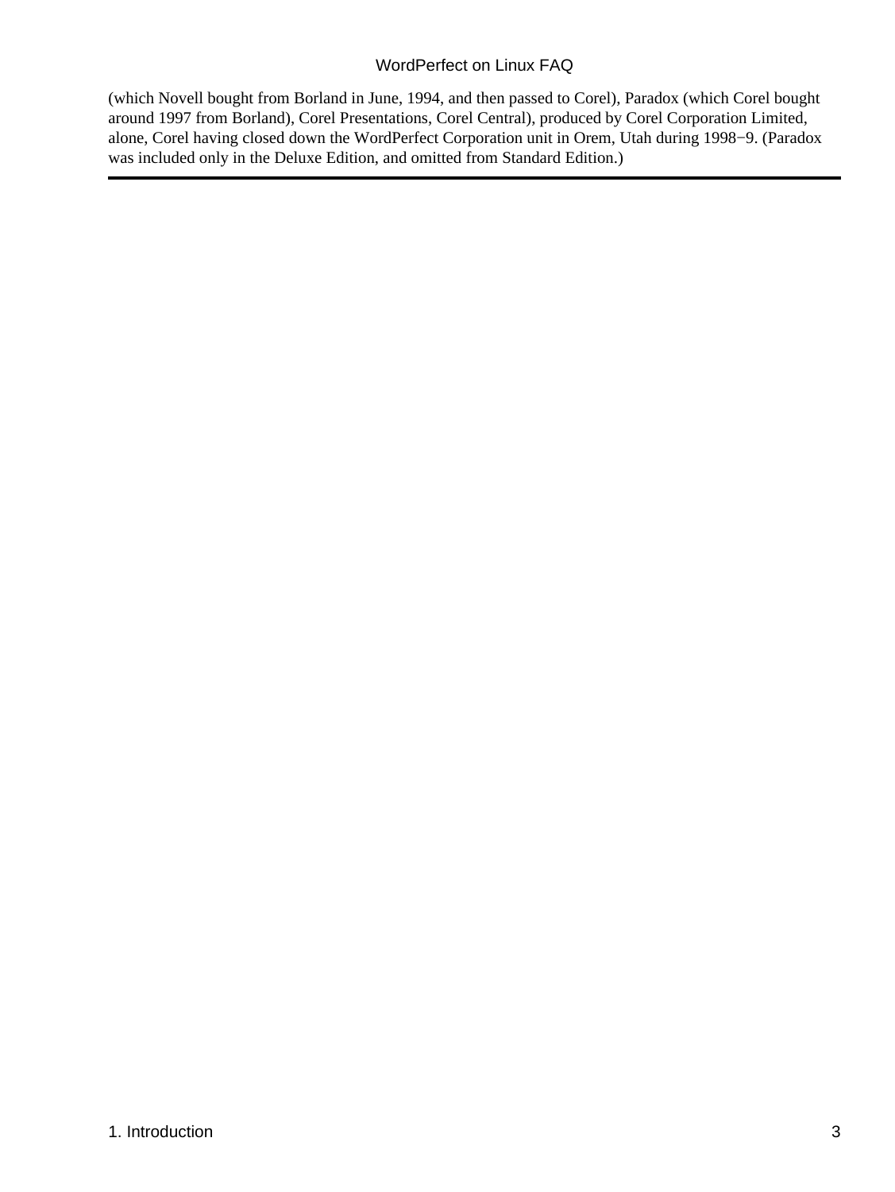(which Novell bought from Borland in June, 1994, and then passed to Corel), Paradox (which Corel bought around 1997 from Borland), Corel Presentations, Corel Central), produced by Corel Corporation Limited, alone, Corel having closed down the WordPerfect Corporation unit in Orem, Utah during 1998−9. (Paradox was included only in the Deluxe Edition, and omitted from Standard Edition.)

---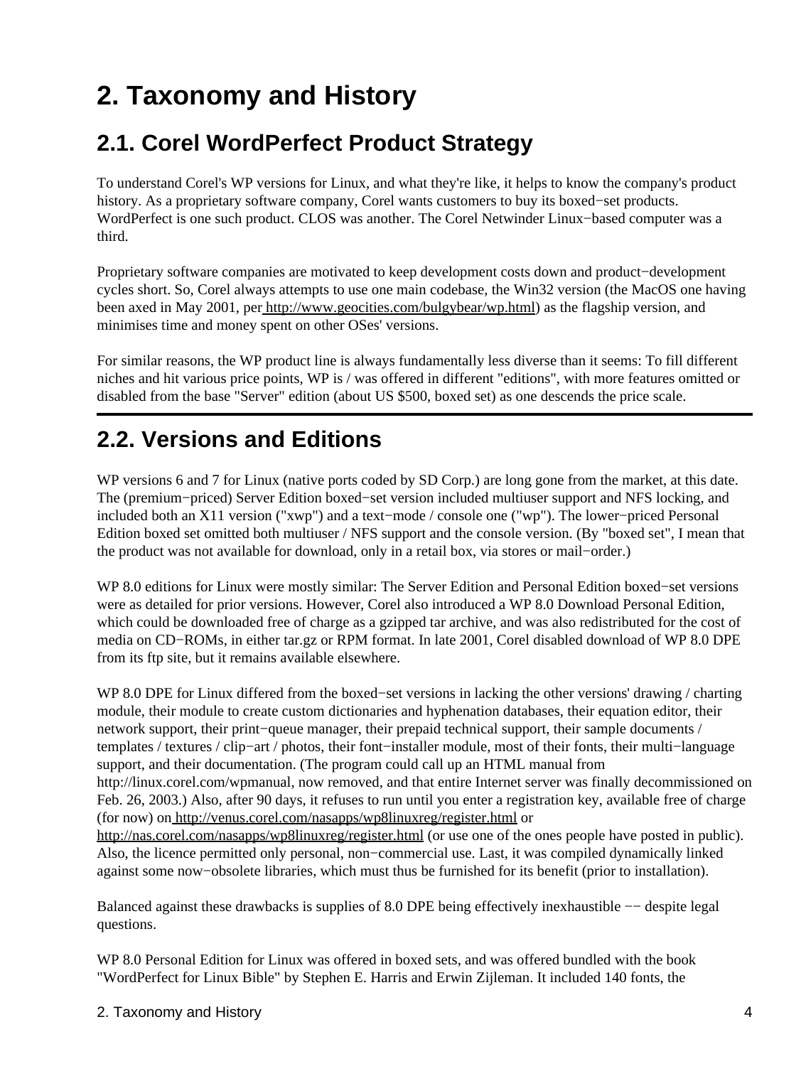# 2. Taxonomy and History

## 2.1. Corel WordPerfect Product Strategy

To understand Corel's WP versions for Linux, and what they're like, it helps to know the company's product history. As a proprietary software company, Corel wants customers to buy its boxed−set products. WordPerfect is one such product. CLOS was another. The Corel Netwinder Linux−based computer was a third.

Proprietary software companies are motivated to keep development costs down and product−development cycles short. So, Corel always attempts to use one main codebase, the Win32 version (the MacOS one having been axed in May 2001, per http://www.geocities.com/bulgybear/wp.html) as the flagship version, and minimises time and money spent on other OSes' versions.

For similar reasons, the WP product line is always fundamentally less diverse than it seems: To fill different niches and hit various price points, WP is / was offered in different "editions", with more features omitted or disabled from the base "Server" edition (about US $500, boxed set) as one descends the price scale.

## 2.2. Versions and Editions

WP versions 6 and 7 for Linux (native ports coded by SD Corp.) are long gone from the market, at this date. The (premium−priced) Server Edition boxed−set version included multiuser support and NFS locking, and included both an X11 version ("xwp") and a text−mode / console one ("wp"). The lower−priced Personal Edition boxed set omitted both multiuser / NFS support and the console version. (By "boxed set", I mean that the product was not available for download, only in a retail box, via stores or mail−order.)

WP 8.0 editions for Linux were mostly similar: The Server Edition and Personal Edition boxed−set versions were as detailed for prior versions. However, Corel also introduced a WP 8.0 Download Personal Edition, which could be downloaded free of charge as a gzipped tar archive, and was also redistributed for the cost of media on CD−ROMs, in either tar.gz or RPM format. In late 2001, Corel disabled download of WP 8.0 DPE from its ftp site, but it remains available elsewhere.

WP 8.0 DPE for Linux differed from the boxed−set versions in lacking the other versions' drawing / charting module, their module to create custom dictionaries and hyphenation databases, their equation editor, their network support, their print−queue manager, their prepaid technical support, their sample documents / templates / textures / clip−art / photos, their font−installer module, most of their fonts, their multi−language support, and their documentation. (The program could call up an HTML manual from http://linux.corel.com/wpmanual, now removed, and that entire Internet server was finally decommissioned on Feb. 26, 2003.) Also, after 90 days, it refuses to run until you enter a registration key, available free of charge (for now) on http://venus.corel.com/nasapps/wp8linuxreg/register.html or http://nas.corel.com/nasapps/wp8linuxreg/register.html (or use one of the ones people have posted in public). Also, the licence permitted only personal, non−commercial use. Last, it was compiled dynamically linked against some now−obsolete libraries, which must thus be furnished for its benefit (prior to installation).

Balanced against these drawbacks is supplies of 8.0 DPE being effectively inexhaustible −− despite legal questions.

WP 8.0 Personal Edition for Linux was offered in boxed sets, and was offered bundled with the book "WordPerfect for Linux Bible" by Stephen E. Harris and Erwin Zijleman. It included 140 fonts, the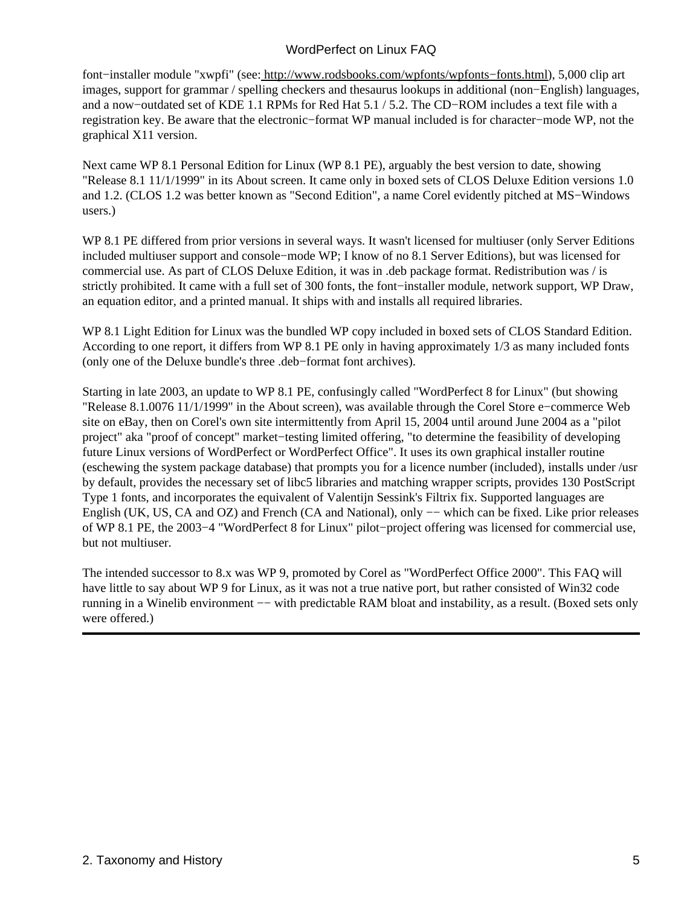font−installer module "xwpfi" (see: http://www.rodsbooks.com/wpfonts/wpfonts−fonts.html), 5,000 clip art images, support for grammar / spelling checkers and thesaurus lookups in additional (non−English) languages, and a now−outdated set of KDE 1.1 RPMs for Red Hat 5.1 / 5.2. The CD−ROM includes a text file with a registration key. Be aware that the electronic−format WP manual included is for character−mode WP, not the graphical X11 version.

Next came WP 8.1 Personal Edition for Linux (WP 8.1 PE), arguably the best version to date, showing "Release 8.1 11/1/1999" in its About screen. It came only in boxed sets of CLOS Deluxe Edition versions 1.0 and 1.2. (CLOS 1.2 was better known as "Second Edition", a name Corel evidently pitched at MS−Windows users.)

WP 8.1 PE differed from prior versions in several ways. It wasn't licensed for multiuser (only Server Editions included multiuser support and console−mode WP; I know of no 8.1 Server Editions), but was licensed for commercial use. As part of CLOS Deluxe Edition, it was in .deb package format. Redistribution was / is strictly prohibited. It came with a full set of 300 fonts, the font−installer module, network support, WP Draw, an equation editor, and a printed manual. It ships with and installs all required libraries.

WP 8.1 Light Edition for Linux was the bundled WP copy included in boxed sets of CLOS Standard Edition. According to one report, it differs from WP 8.1 PE only in having approximately 1/3 as many included fonts (only one of the Deluxe bundle's three .deb−format font archives).

Starting in late 2003, an update to WP 8.1 PE, confusingly called "WordPerfect 8 for Linux" (but showing "Release 8.1.0076 11/1/1999" in the About screen), was available through the Corel Store e−commerce Web site on eBay, then on Corel's own site intermittently from April 15, 2004 until around June 2004 as a "pilot project" aka "proof of concept" market−testing limited offering, "to determine the feasibility of developing future Linux versions of WordPerfect or WordPerfect Office". It uses its own graphical installer routine (eschewing the system package database) that prompts you for a licence number (included), installs under /usr by default, provides the necessary set of libc5 libraries and matching wrapper scripts, provides 130 PostScript Type 1 fonts, and incorporates the equivalent of Valentijn Sessink's Filtrix fix. Supported languages are English (UK, US, CA and OZ) and French (CA and National), only −− which can be fixed. Like prior releases of WP 8.1 PE, the 2003−4 "WordPerfect 8 for Linux" pilot−project offering was licensed for commercial use, but not multiuser.

The intended successor to 8.x was WP 9, promoted by Corel as "WordPerfect Office 2000". This FAQ will have little to say about WP 9 for Linux, as it was not a true native port, but rather consisted of Win32 code running in a Winelib environment −− with predictable RAM bloat and instability, as a result. (Boxed sets only were offered.)

---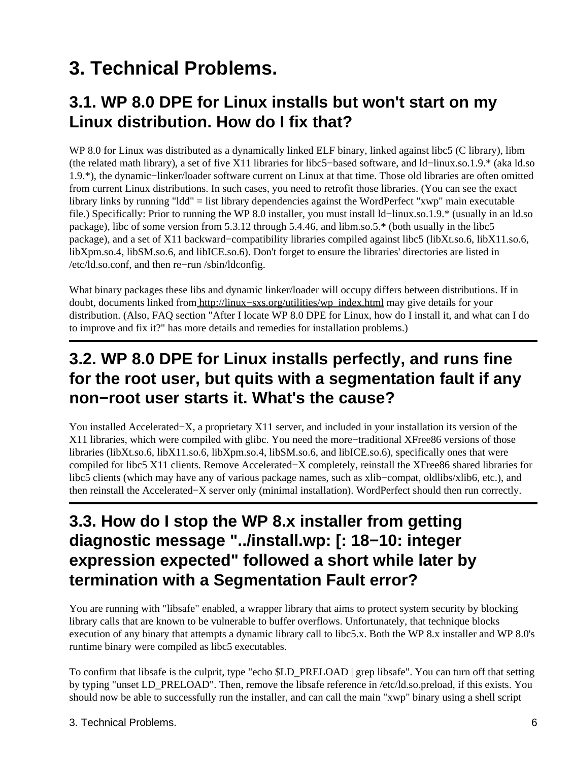# 3. Technical Problems.

## 3.1. WP 8.0 DPE for Linux installs but won't start on my Linux distribution. How do I fix that?

WP 8.0 for Linux was distributed as a dynamically linked ELF binary, linked against libc5 (C library), libm (the related math library), a set of five X11 libraries for libc5−based software, and ld−linux.so.1.9.* (aka ld.so 1.9.*), the dynamic−linker/loader software current on Linux at that time. Those old libraries are often omitted from current Linux distributions. In such cases, you need to retrofit those libraries. (You can see the exact library links by running "ldd" = list library dependencies against the WordPerfect "xwp" main executable file.) Specifically: Prior to running the WP 8.0 installer, you must install ld−linux.so.1.9.* (usually in an ld.so package), libc of some version from 5.3.12 through 5.4.46, and libm.so.5.* (both usually in the libc5 package), and a set of X11 backward−compatibility libraries compiled against libc5 (libXt.so.6, libX11.so.6, libXpm.so.4, libSM.so.6, and libICE.so.6). Don't forget to ensure the libraries' directories are listed in /etc/ld.so.conf, and then re−run /sbin/ldconfig.

What binary packages these libs and dynamic linker/loader will occupy differs between distributions. If in doubt, documents linked from http://linux−sxs.org/utilities/wp_index.html may give details for your distribution. (Also, FAQ section "After I locate WP 8.0 DPE for Linux, how do I install it, and what can I do to improve and fix it?" has more details and remedies for installation problems.)

## 3.2. WP 8.0 DPE for Linux installs perfectly, and runs fine for the root user, but quits with a segmentation fault if any non−root user starts it. What's the cause?

You installed Accelerated−X, a proprietary X11 server, and included in your installation its version of the X11 libraries, which were compiled with glibc. You need the more−traditional XFree86 versions of those libraries (libXt.so.6, libX11.so.6, libXpm.so.4, libSM.so.6, and libICE.so.6), specifically ones that were compiled for libc5 X11 clients. Remove Accelerated−X completely, reinstall the XFree86 shared libraries for libc5 clients (which may have any of various package names, such as xlib−compat, oldlibs/xlib6, etc.), and then reinstall the Accelerated−X server only (minimal installation). WordPerfect should then run correctly.

## 3.3. How do I stop the WP 8.x installer from getting diagnostic message "../install.wp: [: 18−10: integer expression expected" followed a short while later by termination with a Segmentation Fault error?

You are running with "libsafe" enabled, a wrapper library that aims to protect system security by blocking library calls that are known to be vulnerable to buffer overflows. Unfortunately, that technique blocks execution of any binary that attempts a dynamic library call to libc5.x. Both the WP 8.x installer and WP 8.0's runtime binary were compiled as libc5 executables.

To confirm that libsafe is the culprit, type "echo $LD_PRELOAD | grep libsafe". You can turn off that setting by typing "unset LD_PRELOAD". Then, remove the libsafe reference in /etc/ld.so.preload, if this exists. You should now be able to successfully run the installer, and can call the main "xwp" binary using a shell script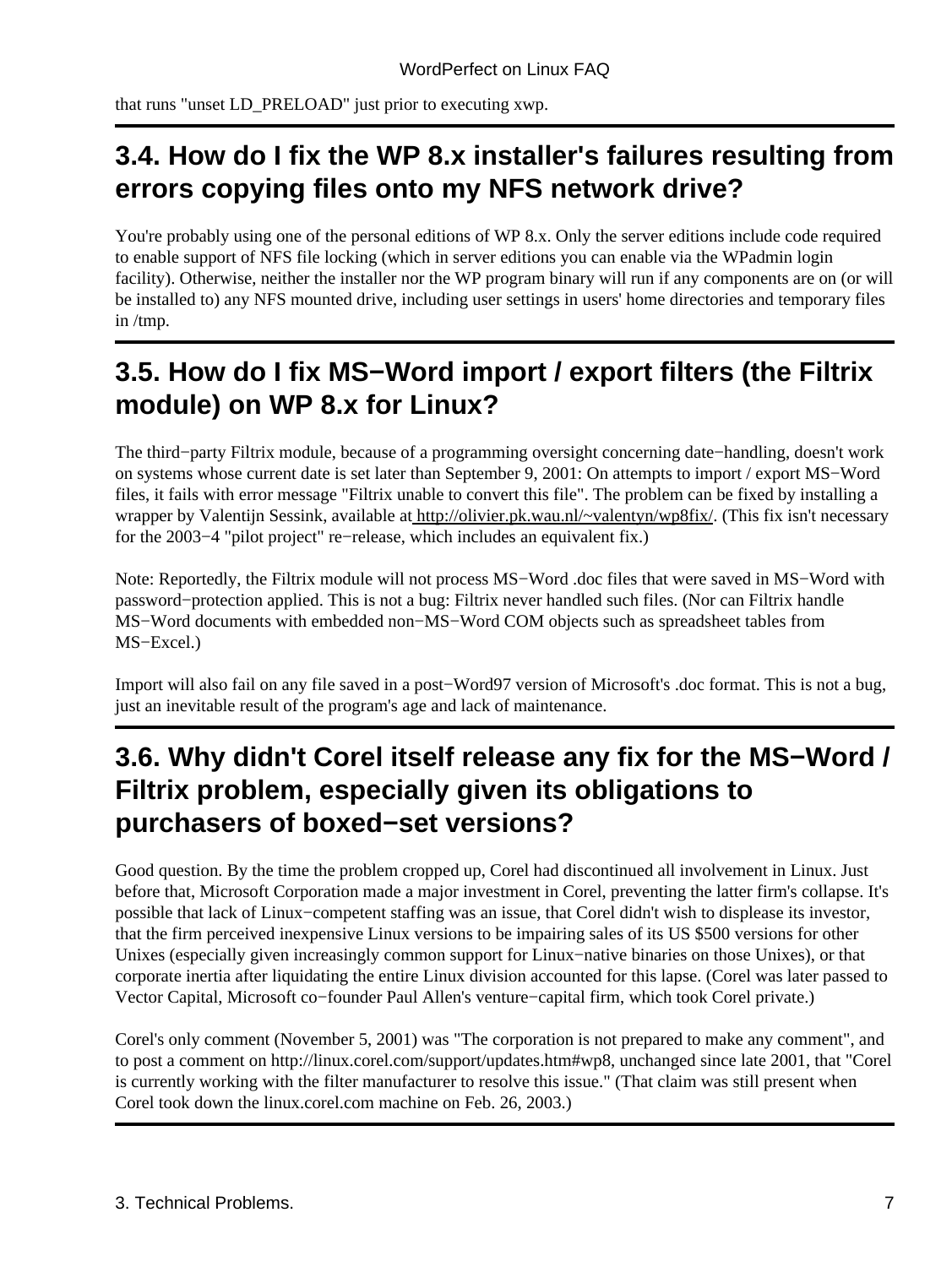that runs "unset LD_PRELOAD" just prior to executing xwp.

## 3.4. How do I fix the WP 8.x installer's failures resulting from errors copying files onto my NFS network drive?

You're probably using one of the personal editions of WP 8.x. Only the server editions include code required to enable support of NFS file locking (which in server editions you can enable via the WPadmin login facility). Otherwise, neither the installer nor the WP program binary will run if any components are on (or will be installed to) any NFS mounted drive, including user settings in users' home directories and temporary files in /tmp.

## 3.5. How do I fix MS−Word import / export filters (the Filtrix module) on WP 8.x for Linux?

The third−party Filtrix module, because of a programming oversight concerning date−handling, doesn't work on systems whose current date is set later than September 9, 2001: On attempts to import / export MS−Word files, it fails with error message "Filtrix unable to convert this file". The problem can be fixed by installing a wrapper by Valentijn Sessink, available at http://olivier.pk.wau.nl/~valentyn/wp8fix/. (This fix isn't necessary for the 2003−4 "pilot project" re−release, which includes an equivalent fix.)

Note: Reportedly, the Filtrix module will not process MS−Word .doc files that were saved in MS−Word with password−protection applied. This is not a bug: Filtrix never handled such files. (Nor can Filtrix handle MS−Word documents with embedded non−MS−Word COM objects such as spreadsheet tables from MS−Excel.)

Import will also fail on any file saved in a post−Word97 version of Microsoft's .doc format. This is not a bug, just an inevitable result of the program's age and lack of maintenance.

## 3.6. Why didn't Corel itself release any fix for the MS−Word / Filtrix problem, especially given its obligations to purchasers of boxed−set versions?

Good question. By the time the problem cropped up, Corel had discontinued all involvement in Linux. Just before that, Microsoft Corporation made a major investment in Corel, preventing the latter firm's collapse. It's possible that lack of Linux−competent staffing was an issue, that Corel didn't wish to displease its investor, that the firm perceived inexpensive Linux versions to be impairing sales of its US $500 versions for other Unixes (especially given increasingly common support for Linux−native binaries on those Unixes), or that corporate inertia after liquidating the entire Linux division accounted for this lapse. (Corel was later passed to Vector Capital, Microsoft co−founder Paul Allen's venture−capital firm, which took Corel private.)

Corel's only comment (November 5, 2001) was "The corporation is not prepared to make any comment", and to post a comment on http://linux.corel.com/support/updates.htm#wp8, unchanged since late 2001, that "Corel is currently working with the filter manufacturer to resolve this issue." (That claim was still present when Corel took down the linux.corel.com machine on Feb. 26, 2003.)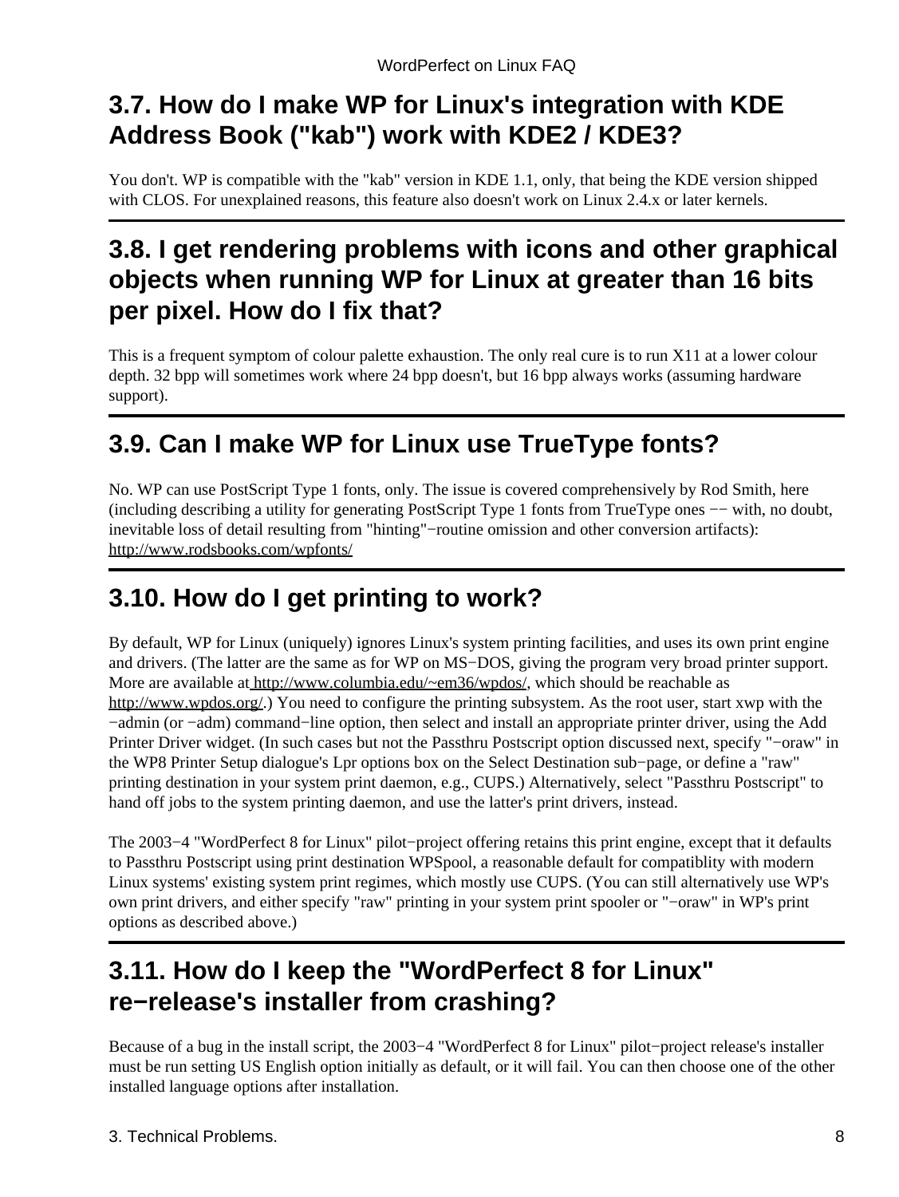## 3.7. How do I make WP for Linux's integration with KDE Address Book ("kab") work with KDE2 / KDE3?

You don't. WP is compatible with the "kab" version in KDE 1.1, only, that being the KDE version shipped with CLOS. For unexplained reasons, this feature also doesn't work on Linux 2.4.x or later kernels.

## 3.8. I get rendering problems with icons and other graphical objects when running WP for Linux at greater than 16 bits per pixel. How do I fix that?

This is a frequent symptom of colour palette exhaustion. The only real cure is to run X11 at a lower colour depth. 32 bpp will sometimes work where 24 bpp doesn't, but 16 bpp always works (assuming hardware support).

## 3.9. Can I make WP for Linux use TrueType fonts?

No. WP can use PostScript Type 1 fonts, only. The issue is covered comprehensively by Rod Smith, here (including describing a utility for generating PostScript Type 1 fonts from TrueType ones −− with, no doubt, inevitable loss of detail resulting from "hinting"−routine omission and other conversion artifacts): http://www.rodsbooks.com/wpfonts/

## 3.10. How do I get printing to work?

By default, WP for Linux (uniquely) ignores Linux's system printing facilities, and uses its own print engine and drivers. (The latter are the same as for WP on MS−DOS, giving the program very broad printer support. More are available at http://www.columbia.edu/~em36/wpdos/, which should be reachable as http://www.wpdos.org/.) You need to configure the printing subsystem. As the root user, start xwp with the −admin (or −adm) command−line option, then select and install an appropriate printer driver, using the Add Printer Driver widget. (In such cases but not the Passthru Postscript option discussed next, specify "−oraw" in the WP8 Printer Setup dialogue's Lpr options box on the Select Destination sub−page, or define a "raw" printing destination in your system print daemon, e.g., CUPS.) Alternatively, select "Passthru Postscript" to hand off jobs to the system printing daemon, and use the latter's print drivers, instead.

The 2003−4 "WordPerfect 8 for Linux" pilot−project offering retains this print engine, except that it defaults to Passthru Postscript using print destination WPSpool, a reasonable default for compatiblity with modern Linux systems' existing system print regimes, which mostly use CUPS. (You can still alternatively use WP's own print drivers, and either specify "raw" printing in your system print spooler or "−oraw" in WP's print options as described above.)

## 3.11. How do I keep the "WordPerfect 8 for Linux" re−release's installer from crashing?

Because of a bug in the install script, the 2003−4 "WordPerfect 8 for Linux" pilot−project release's installer must be run setting US English option initially as default, or it will fail. You can then choose one of the other installed language options after installation.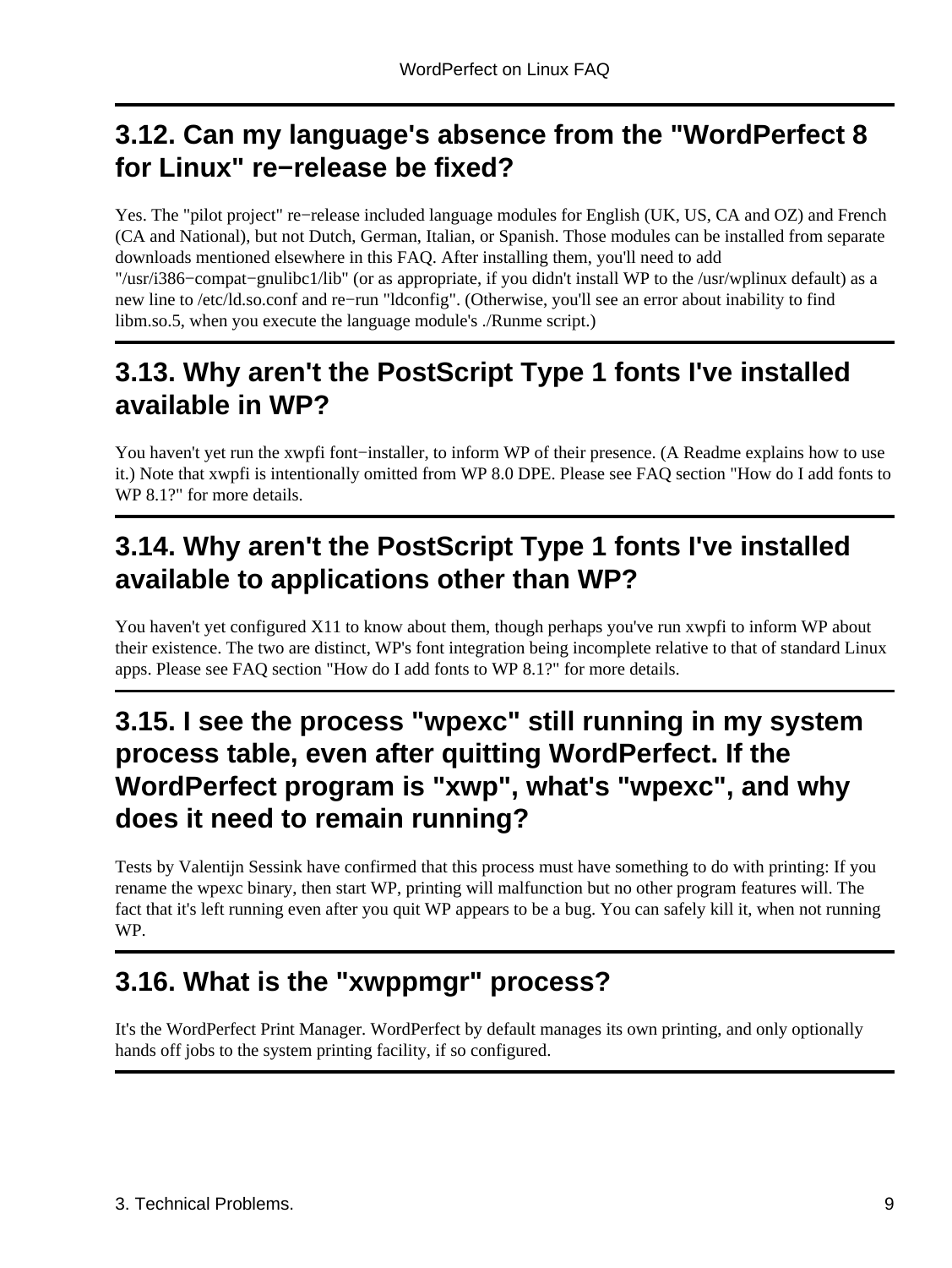## 3.12. Can my language's absence from the "WordPerfect 8 for Linux" re−release be fixed?

Yes. The "pilot project" re−release included language modules for English (UK, US, CA and OZ) and French (CA and National), but not Dutch, German, Italian, or Spanish. Those modules can be installed from separate downloads mentioned elsewhere in this FAQ. After installing them, you'll need to add "/usr/i386−compat−gnulibc1/lib" (or as appropriate, if you didn't install WP to the /usr/wplinux default) as a new line to /etc/ld.so.conf and re−run "ldconfig". (Otherwise, you'll see an error about inability to find libm.so.5, when you execute the language module's ./Runme script.)

## 3.13. Why aren't the PostScript Type 1 fonts I've installed available in WP?

You haven't yet run the xwpfi font−installer, to inform WP of their presence. (A Readme explains how to use it.) Note that xwpfi is intentionally omitted from WP 8.0 DPE. Please see FAQ section "How do I add fonts to WP 8.1?" for more details.

## 3.14. Why aren't the PostScript Type 1 fonts I've installed available to applications other than WP?

You haven't yet configured X11 to know about them, though perhaps you've run xwpfi to inform WP about their existence. The two are distinct, WP's font integration being incomplete relative to that of standard Linux apps. Please see FAQ section "How do I add fonts to WP 8.1?" for more details.

## 3.15. I see the process "wpexc" still running in my system process table, even after quitting WordPerfect. If the WordPerfect program is "xwp", what's "wpexc", and why does it need to remain running?

Tests by Valentijn Sessink have confirmed that this process must have something to do with printing: If you rename the wpexc binary, then start WP, printing will malfunction but no other program features will. The fact that it's left running even after you quit WP appears to be a bug. You can safely kill it, when not running WP.

## 3.16. What is the "xwppmgr" process?

It's the WordPerfect Print Manager. WordPerfect by default manages its own printing, and only optionally hands off jobs to the system printing facility, if so configured.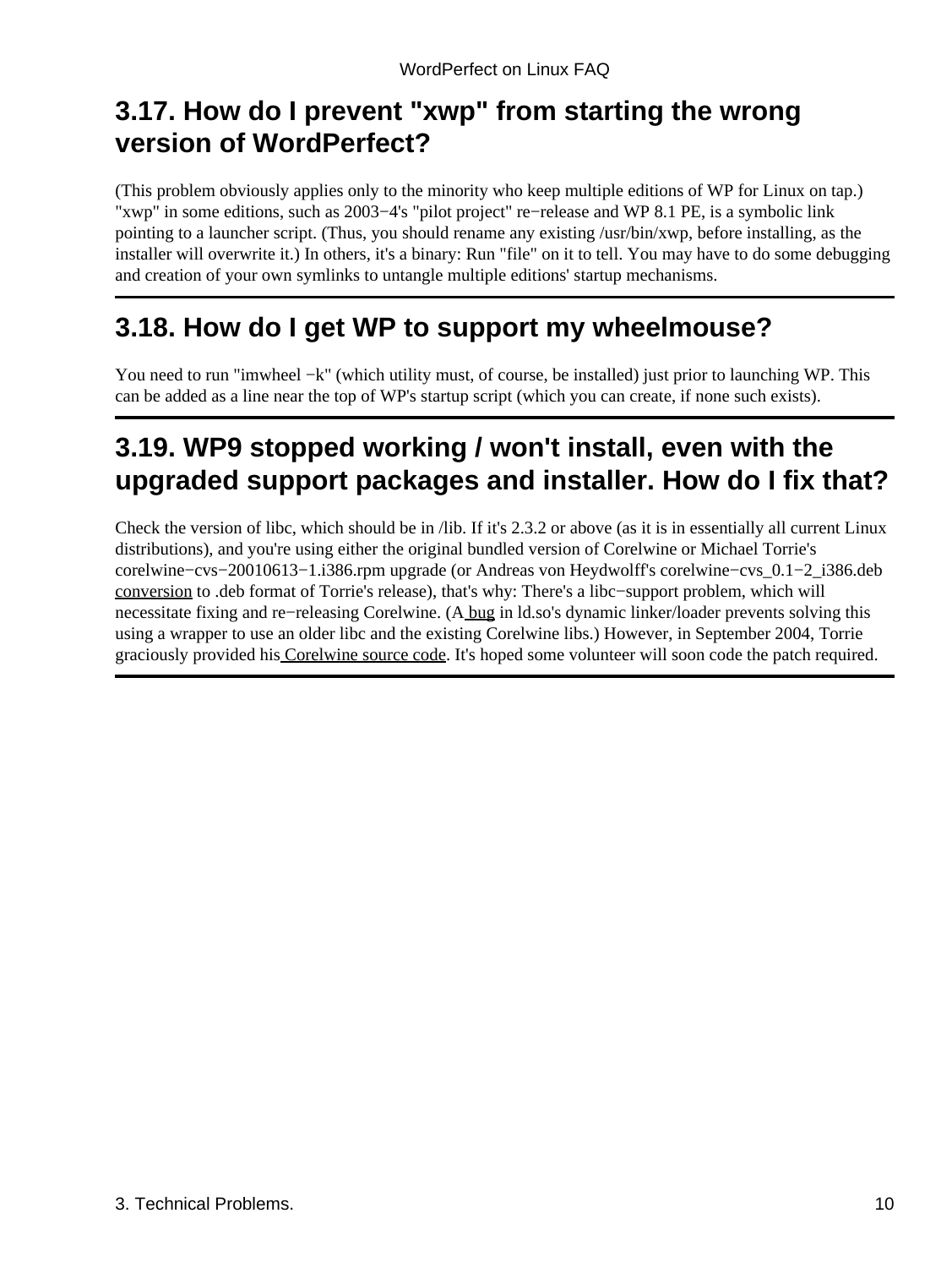## 3.17. How do I prevent "xwp" from starting the wrong version of WordPerfect?

(This problem obviously applies only to the minority who keep multiple editions of WP for Linux on tap.) "xwp" in some editions, such as 2003−4's "pilot project" re−release and WP 8.1 PE, is a symbolic link pointing to a launcher script. (Thus, you should rename any existing /usr/bin/xwp, before installing, as the installer will overwrite it.) In others, it's a binary: Run "file" on it to tell. You may have to do some debugging and creation of your own symlinks to untangle multiple editions' startup mechanisms.

---

## 3.18. How do I get WP to support my wheelmouse?

You need to run "imwheel −k" (which utility must, of course, be installed) just prior to launching WP. This can be added as a line near the top of WP's startup script (which you can create, if none such exists).

---

## 3.19. WP9 stopped working / won't install, even with the upgraded support packages and installer. How do I fix that?

Check the version of libc, which should be in /lib. If it's 2.3.2 or above (as it is in essentially all current Linux distributions), and you're using either the original bundled version of Corelwine or Michael Torrie's corelwine−cvs−20010613−1.i386.rpm upgrade (or Andreas von Heydwolff's corelwine−cvs_0.1−2_i386.deb conversion to .deb format of Torrie's release), that's why: There's a libc−support problem, which will necessitate fixing and re−releasing Corelwine. (A bug in ld.so's dynamic linker/loader prevents solving this using a wrapper to use an older libc and the existing Corelwine libs.) However, in September 2004, Torrie graciously provided his Corelwine source code. It's hoped some volunteer will soon code the patch required.

---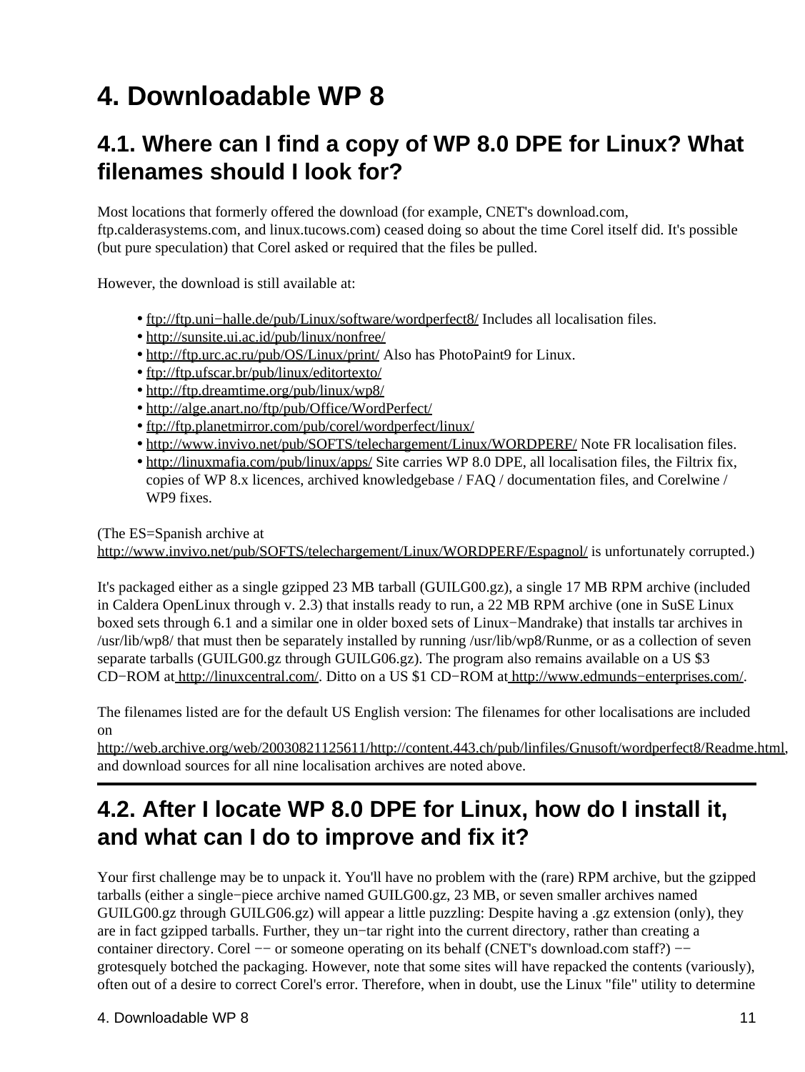# 4. Downloadable WP 8

## 4.1. Where can I find a copy of WP 8.0 DPE for Linux? What filenames should I look for?

Most locations that formerly offered the download (for example, CNET's download.com, ftp.calderasystems.com, and linux.tucows.com) ceased doing so about the time Corel itself did. It's possible (but pure speculation) that Corel asked or required that the files be pulled.

However, the download is still available at:

- ftp://ftp.uni−halle.de/pub/Linux/software/wordperfect8/ Includes all localisation files.
- http://sunsite.ui.ac.id/pub/linux/nonfree/
- http://ftp.urc.ac.ru/pub/OS/Linux/print/ Also has PhotoPaint9 for Linux.
- ftp://ftp.ufscar.br/pub/linux/editortexto/
- http://ftp.dreamtime.org/pub/linux/wp8/
- http://alge.anart.no/ftp/pub/Office/WordPerfect/
- ftp://ftp.planetmirror.com/pub/corel/wordperfect/linux/
- http://www.invivo.net/pub/SOFTS/telechargement/Linux/WORDPERF/ Note FR localisation files.
- http://linuxmafia.com/pub/linux/apps/ Site carries WP 8.0 DPE, all localisation files, the Filtrix fix, copies of WP 8.x licences, archived knowledgebase / FAQ / documentation files, and Corelwine / WP9 fixes.

(The ES=Spanish archive at http://www.invivo.net/pub/SOFTS/telechargement/Linux/WORDPERF/Espagnol/ is unfortunately corrupted.)

It's packaged either as a single gzipped 23 MB tarball (GUILG00.gz), a single 17 MB RPM archive (included in Caldera OpenLinux through v. 2.3) that installs ready to run, a 22 MB RPM archive (one in SuSE Linux boxed sets through 6.1 and a similar one in older boxed sets of Linux−Mandrake) that installs tar archives in /usr/lib/wp8/ that must then be separately installed by running /usr/lib/wp8/Runme, or as a collection of seven separate tarballs (GUILG00.gz through GUILG06.gz). The program also remains available on a US $3 CD−ROM at http://linuxcentral.com/. Ditto on a US $1 CD−ROM at http://www.edmunds−enterprises.com/.

The filenames listed are for the default US English version: The filenames for other localisations are included on http://web.archive.org/web/20030821125611/http://content.443.ch/pub/linfiles/Gnusoft/wordperfect8/Readme.html, and download sources for all nine localisation archives are noted above.

---

## 4.2. After I locate WP 8.0 DPE for Linux, how do I install it, and what can I do to improve and fix it?

Your first challenge may be to unpack it. You'll have no problem with the (rare) RPM archive, but the gzipped tarballs (either a single−piece archive named GUILG00.gz, 23 MB, or seven smaller archives named GUILG00.gz through GUILG06.gz) will appear a little puzzling: Despite having a .gz extension (only), they are in fact gzipped tarballs. Further, they un−tar right into the current directory, rather than creating a container directory. Corel −− or someone operating on its behalf (CNET's download.com staff?) −− grotesquely botched the packaging. However, note that some sites will have repacked the contents (variously), often out of a desire to correct Corel's error. Therefore, when in doubt, use the Linux "file" utility to determine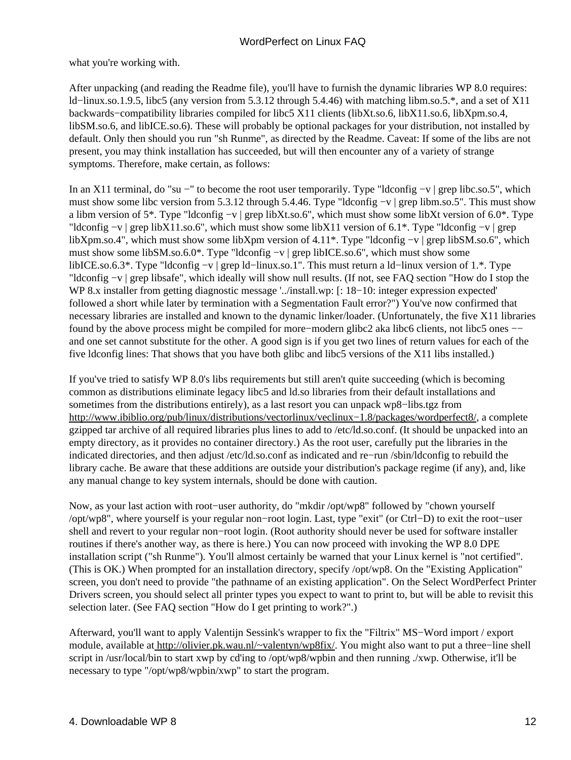what you're working with.

After unpacking (and reading the Readme file), you'll have to furnish the dynamic libraries WP 8.0 requires: ld−linux.so.1.9.5, libc5 (any version from 5.3.12 through 5.4.46) with matching libm.so.5.*, and a set of X11 backwards−compatibility libraries compiled for libc5 X11 clients (libXt.so.6, libX11.so.6, libXpm.so.4, libSM.so.6, and libICE.so.6). These will probably be optional packages for your distribution, not installed by default. Only then should you run "sh Runme", as directed by the Readme. Caveat: If some of the libs are not present, you may think installation has succeeded, but will then encounter any of a variety of strange symptoms. Therefore, make certain, as follows:

In an X11 terminal, do "su −" to become the root user temporarily. Type "ldconfig −v | grep libc.so.5", which must show some libc version from 5.3.12 through 5.4.46. Type "ldconfig −v | grep libm.so.5". This must show a libm version of 5*. Type "ldconfig −v | grep libXt.so.6", which must show some libXt version of 6.0*. Type "ldconfig −v | grep libX11.so.6", which must show some libX11 version of 6.1*. Type "ldconfig −v | grep libXpm.so.4", which must show some libXpm version of 4.11*. Type "ldconfig −v | grep libSM.so.6", which must show some libSM.so.6.0*. Type "ldconfig −v | grep libICE.so.6", which must show some libICE.so.6.3*. Type "ldconfig −v | grep ld−linux.so.1". This must return a ld−linux version of 1.*. Type "ldconfig −v | grep libsafe", which ideally will show null results. (If not, see FAQ section "How do I stop the WP 8.x installer from getting diagnostic message '../install.wp: [: 18−10: integer expression expected' followed a short while later by termination with a Segmentation Fault error?") You've now confirmed that necessary libraries are installed and known to the dynamic linker/loader. (Unfortunately, the five X11 libraries found by the above process might be compiled for more−modern glibc2 aka libc6 clients, not libc5 ones −− and one set cannot substitute for the other. A good sign is if you get two lines of return values for each of the five ldconfig lines: That shows that you have both glibc and libc5 versions of the X11 libs installed.)

If you've tried to satisfy WP 8.0's libs requirements but still aren't quite succeeding (which is becoming common as distributions eliminate legacy libc5 and ld.so libraries from their default installations and sometimes from the distributions entirely), as a last resort you can unpack wp8−libs.tgz from http://www.ibiblio.org/pub/linux/distributions/vectorlinux/veclinux−1.8/packages/wordperfect8/, a complete gzipped tar archive of all required libraries plus lines to add to /etc/ld.so.conf. (It should be unpacked into an empty directory, as it provides no container directory.) As the root user, carefully put the libraries in the indicated directories, and then adjust /etc/ld.so.conf as indicated and re−run /sbin/ldconfig to rebuild the library cache. Be aware that these additions are outside your distribution's package regime (if any), and, like any manual change to key system internals, should be done with caution.

Now, as your last action with root−user authority, do "mkdir /opt/wp8" followed by "chown yourself /opt/wp8", where yourself is your regular non−root login. Last, type "exit" (or Ctrl−D) to exit the root−user shell and revert to your regular non−root login. (Root authority should never be used for software installer routines if there's another way, as there is here.) You can now proceed with invoking the WP 8.0 DPE installation script ("sh Runme"). You'll almost certainly be warned that your Linux kernel is "not certified". (This is OK.) When prompted for an installation directory, specify /opt/wp8. On the "Existing Application" screen, you don't need to provide "the pathname of an existing application". On the Select WordPerfect Printer Drivers screen, you should select all printer types you expect to want to print to, but will be able to revisit this selection later. (See FAQ section "How do I get printing to work?".)

Afterward, you'll want to apply Valentijn Sessink's wrapper to fix the "Filtrix" MS−Word import / export module, available at http://olivier.pk.wau.nl/~valentyn/wp8fix/. You might also want to put a three−line shell script in /usr/local/bin to start xwp by cd'ing to /opt/wp8/wpbin and then running ./xwp. Otherwise, it'll be necessary to type "/opt/wp8/wpbin/xwp" to start the program.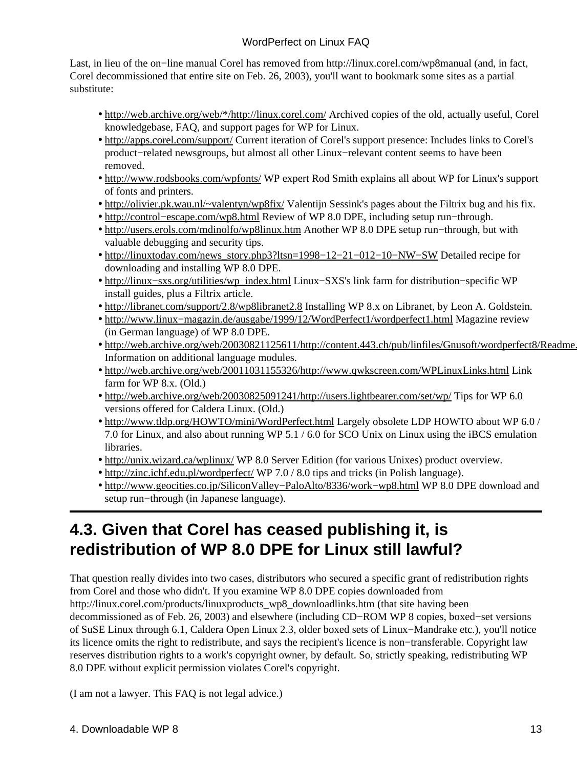Last, in lieu of the on−line manual Corel has removed from http://linux.corel.com/wp8manual (and, in fact, Corel decommissioned that entire site on Feb. 26, 2003), you'll want to bookmark some sites as a partial substitute:

- http://web.archive.org/web/*/http://linux.corel.com/ Archived copies of the old, actually useful, Corel knowledgebase, FAQ, and support pages for WP for Linux.
- http://apps.corel.com/support/ Current iteration of Corel's support presence: Includes links to Corel's product−related newsgroups, but almost all other Linux−relevant content seems to have been removed.
- http://www.rodsbooks.com/wpfonts/ WP expert Rod Smith explains all about WP for Linux's support of fonts and printers.
- http://olivier.pk.wau.nl/~valentyn/wp8fix/ Valentijn Sessink's pages about the Filtrix bug and his fix.
- http://control−escape.com/wp8.html Review of WP 8.0 DPE, including setup run−through.
- http://users.erols.com/mdinolfo/wp8linux.htm Another WP 8.0 DPE setup run−through, but with valuable debugging and security tips.
- http://linuxtoday.com/news_story.php3?ltsn=1998−12−21−012−10−NW−SW Detailed recipe for downloading and installing WP 8.0 DPE.
- http://linux−sxs.org/utilities/wp_index.html Linux−SXS's link farm for distribution−specific WP install guides, plus a Filtrix article.
- http://libranet.com/support/2.8/wp8libranet2.8 Installing WP 8.x on Libranet, by Leon A. Goldstein.
- http://www.linux−magazin.de/ausgabe/1999/12/WordPerfect1/wordperfect1.html Magazine review (in German language) of WP 8.0 DPE.
- http://web.archive.org/web/20030821125611/http://content.443.ch/pub/linfiles/Gnusoft/wordperfect8/Readme. Information on additional language modules.
- http://web.archive.org/web/20011031155326/http://www.qwkscreen.com/WPLinuxLinks.html Link farm for WP 8.x. (Old.)
- http://web.archive.org/web/20030825091241/http://users.lightbearer.com/set/wp/ Tips for WP 6.0 versions offered for Caldera Linux. (Old.)
- http://www.tldp.org/HOWTO/mini/WordPerfect.html Largely obsolete LDP HOWTO about WP 6.0 / 7.0 for Linux, and also about running WP 5.1 / 6.0 for SCO Unix on Linux using the iBCS emulation libraries.
- http://unix.wizard.ca/wplinux/ WP 8.0 Server Edition (for various Unixes) product overview.
- http://zinc.ichf.edu.pl/wordperfect/ WP 7.0 / 8.0 tips and tricks (in Polish language).
- http://www.geocities.co.jp/SiliconValley−PaloAlto/8336/work−wp8.html WP 8.0 DPE download and setup run−through (in Japanese language).

---

## 4.3. Given that Corel has ceased publishing it, is redistribution of WP 8.0 DPE for Linux still lawful?

That question really divides into two cases, distributors who secured a specific grant of redistribution rights from Corel and those who didn't. If you examine WP 8.0 DPE copies downloaded from http://linux.corel.com/products/linuxproducts_wp8_downloadlinks.htm (that site having been decommissioned as of Feb. 26, 2003) and elsewhere (including CD−ROM WP 8 copies, boxed−set versions of SuSE Linux through 6.1, Caldera Open Linux 2.3, older boxed sets of Linux−Mandrake etc.), you'll notice its licence omits the right to redistribute, and says the recipient's licence is non−transferable. Copyright law reserves distribution rights to a work's copyright owner, by default. So, strictly speaking, redistributing WP 8.0 DPE without explicit permission violates Corel's copyright.

(I am not a lawyer. This FAQ is not legal advice.)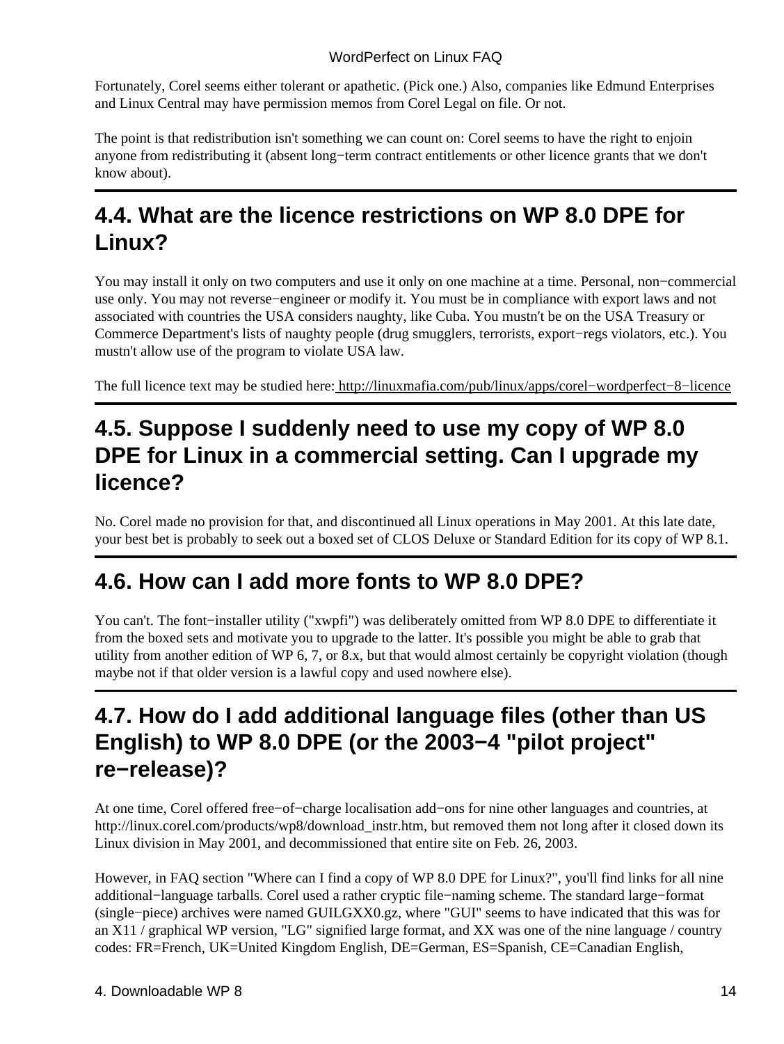Fortunately, Corel seems either tolerant or apathetic. (Pick one.) Also, companies like Edmund Enterprises and Linux Central may have permission memos from Corel Legal on file. Or not.

The point is that redistribution isn't something we can count on: Corel seems to have the right to enjoin anyone from redistributing it (absent long−term contract entitlements or other licence grants that we don't know about).

## 4.4. What are the licence restrictions on WP 8.0 DPE for Linux?

You may install it only on two computers and use it only on one machine at a time. Personal, non−commercial use only. You may not reverse−engineer or modify it. You must be in compliance with export laws and not associated with countries the USA considers naughty, like Cuba. You mustn't be on the USA Treasury or Commerce Department's lists of naughty people (drug smugglers, terrorists, export−regs violators, etc.). You mustn't allow use of the program to violate USA law.

The full licence text may be studied here: http://linuxmafia.com/pub/linux/apps/corel−wordperfect−8−licence

## 4.5. Suppose I suddenly need to use my copy of WP 8.0 DPE for Linux in a commercial setting. Can I upgrade my licence?

No. Corel made no provision for that, and discontinued all Linux operations in May 2001. At this late date, your best bet is probably to seek out a boxed set of CLOS Deluxe or Standard Edition for its copy of WP 8.1.

## 4.6. How can I add more fonts to WP 8.0 DPE?

You can't. The font−installer utility ("xwpfi") was deliberately omitted from WP 8.0 DPE to differentiate it from the boxed sets and motivate you to upgrade to the latter. It's possible you might be able to grab that utility from another edition of WP 6, 7, or 8.x, but that would almost certainly be copyright violation (though maybe not if that older version is a lawful copy and used nowhere else).

## 4.7. How do I add additional language files (other than US English) to WP 8.0 DPE (or the 2003−4 "pilot project" re−release)?

At one time, Corel offered free−of−charge localisation add−ons for nine other languages and countries, at http://linux.corel.com/products/wp8/download_instr.htm, but removed them not long after it closed down its Linux division in May 2001, and decommissioned that entire site on Feb. 26, 2003.

However, in FAQ section "Where can I find a copy of WP 8.0 DPE for Linux?", you'll find links for all nine additional−language tarballs. Corel used a rather cryptic file−naming scheme. The standard large−format (single−piece) archives were named GUILGXX0.gz, where "GUI" seems to have indicated that this was for an X11 / graphical WP version, "LG" signified large format, and XX was one of the nine language / country codes: FR=French, UK=United Kingdom English, DE=German, ES=Spanish, CE=Canadian English,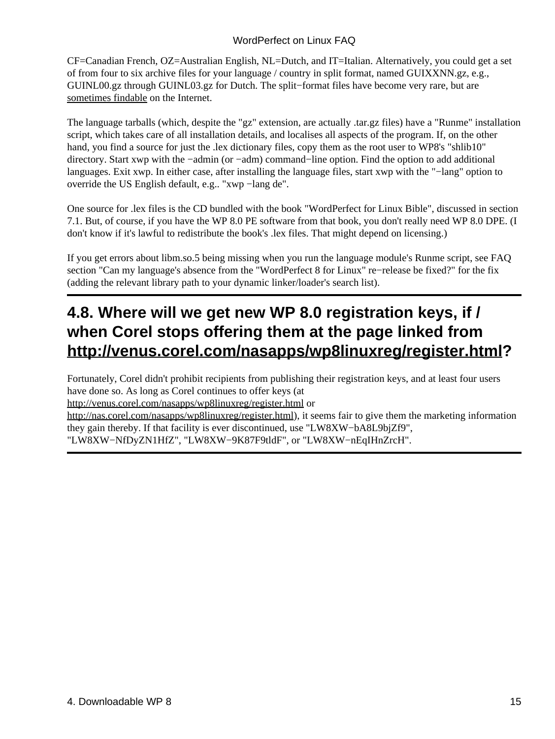CF=Canadian French, OZ=Australian English, NL=Dutch, and IT=Italian. Alternatively, you could get a set of from four to six archive files for your language / country in split format, named GUIXXNN.gz, e.g., GUINL00.gz through GUINL03.gz for Dutch. The split−format files have become very rare, but are sometimes findable on the Internet.

The language tarballs (which, despite the "gz" extension, are actually .tar.gz files) have a "Runme" installation script, which takes care of all installation details, and localises all aspects of the program. If, on the other hand, you find a source for just the .lex dictionary files, copy them as the root user to WP8's "shlib10" directory. Start xwp with the −admin (or −adm) command−line option. Find the option to add additional languages. Exit xwp. In either case, after installing the language files, start xwp with the "−lang" option to override the US English default, e.g.. "xwp −lang de".

One source for .lex files is the CD bundled with the book "WordPerfect for Linux Bible", discussed in section 7.1. But, of course, if you have the WP 8.0 PE software from that book, you don't really need WP 8.0 DPE. (I don't know if it's lawful to redistribute the book's .lex files. That might depend on licensing.)

If you get errors about libm.so.5 being missing when you run the language module's Runme script, see FAQ section "Can my language's absence from the "WordPerfect 8 for Linux" re−release be fixed?" for the fix (adding the relevant library path to your dynamic linker/loader's search list).

## 4.8. Where will we get new WP 8.0 registration keys, if / when Corel stops offering them at the page linked from http://venus.corel.com/nasapps/wp8linuxreg/register.html?

Fortunately, Corel didn't prohibit recipients from publishing their registration keys, and at least four users have done so. As long as Corel continues to offer keys (at http://venus.corel.com/nasapps/wp8linuxreg/register.html or http://nas.corel.com/nasapps/wp8linuxreg/register.html), it seems fair to give them the marketing information they gain thereby. If that facility is ever discontinued, use "LW8XW−bA8L9bjZf9", "LW8XW−NfDyZN1HfZ", "LW8XW−9K87F9tldF", or "LW8XW−nEqIHnZrcH".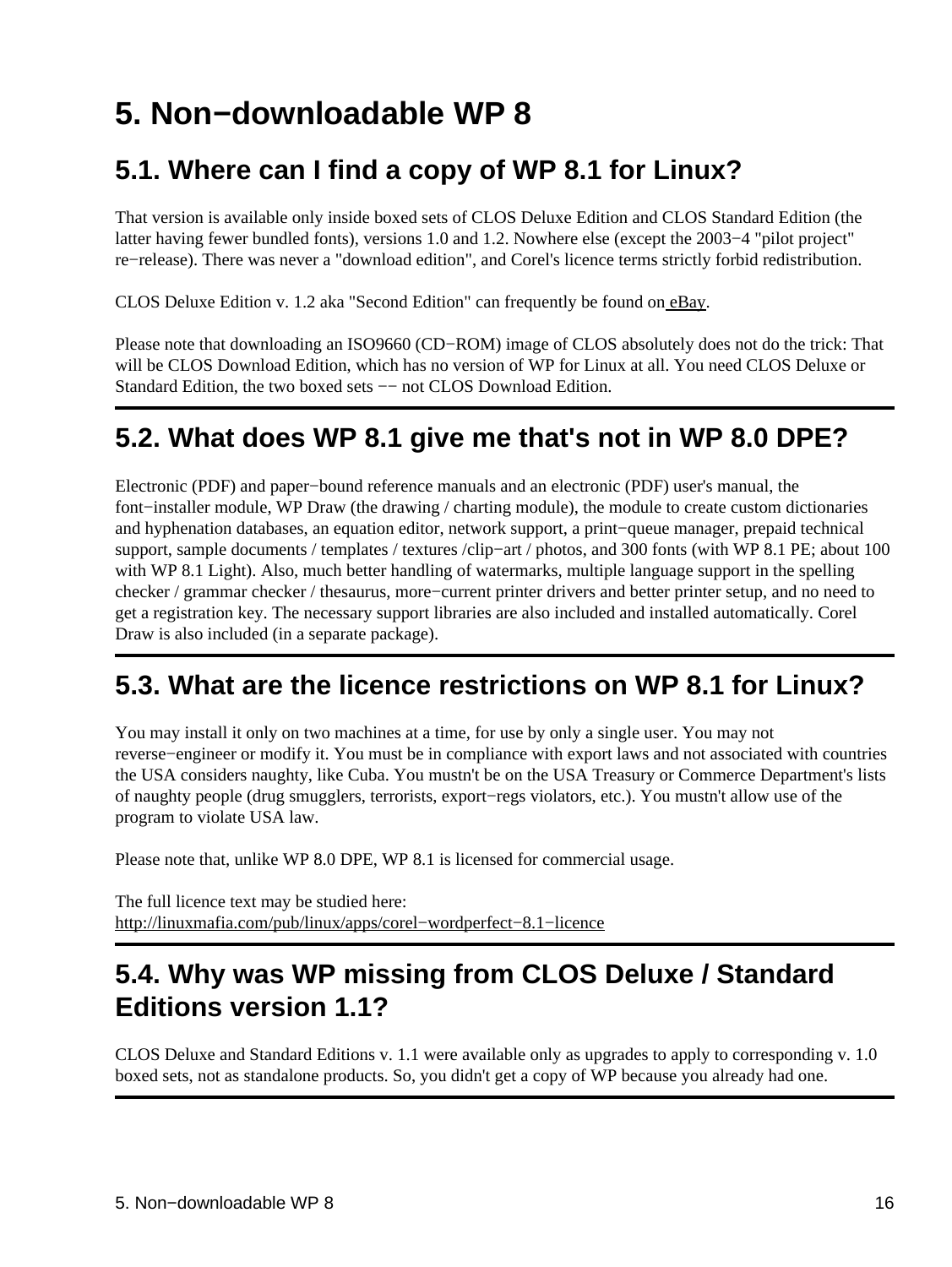# 5. Non−downloadable WP 8

## 5.1. Where can I find a copy of WP 8.1 for Linux?

That version is available only inside boxed sets of CLOS Deluxe Edition and CLOS Standard Edition (the latter having fewer bundled fonts), versions 1.0 and 1.2. Nowhere else (except the 2003−4 "pilot project" re−release). There was never a "download edition", and Corel's licence terms strictly forbid redistribution.

CLOS Deluxe Edition v. 1.2 aka "Second Edition" can frequently be found on eBay.

Please note that downloading an ISO9660 (CD−ROM) image of CLOS absolutely does not do the trick: That will be CLOS Download Edition, which has no version of WP for Linux at all. You need CLOS Deluxe or Standard Edition, the two boxed sets −− not CLOS Download Edition.

## 5.2. What does WP 8.1 give me that's not in WP 8.0 DPE?

Electronic (PDF) and paper−bound reference manuals and an electronic (PDF) user's manual, the font−installer module, WP Draw (the drawing / charting module), the module to create custom dictionaries and hyphenation databases, an equation editor, network support, a print−queue manager, prepaid technical support, sample documents / templates / textures /clip−art / photos, and 300 fonts (with WP 8.1 PE; about 100 with WP 8.1 Light). Also, much better handling of watermarks, multiple language support in the spelling checker / grammar checker / thesaurus, more−current printer drivers and better printer setup, and no need to get a registration key. The necessary support libraries are also included and installed automatically. Corel Draw is also included (in a separate package).

## 5.3. What are the licence restrictions on WP 8.1 for Linux?

You may install it only on two machines at a time, for use by only a single user. You may not reverse−engineer or modify it. You must be in compliance with export laws and not associated with countries the USA considers naughty, like Cuba. You mustn't be on the USA Treasury or Commerce Department's lists of naughty people (drug smugglers, terrorists, export−regs violators, etc.). You mustn't allow use of the program to violate USA law.

Please note that, unlike WP 8.0 DPE, WP 8.1 is licensed for commercial usage.

The full licence text may be studied here:
http://linuxmafia.com/pub/linux/apps/corel−wordperfect−8.1−licence

## 5.4. Why was WP missing from CLOS Deluxe / Standard Editions version 1.1?

CLOS Deluxe and Standard Editions v. 1.1 were available only as upgrades to apply to corresponding v. 1.0 boxed sets, not as standalone products. So, you didn't get a copy of WP because you already had one.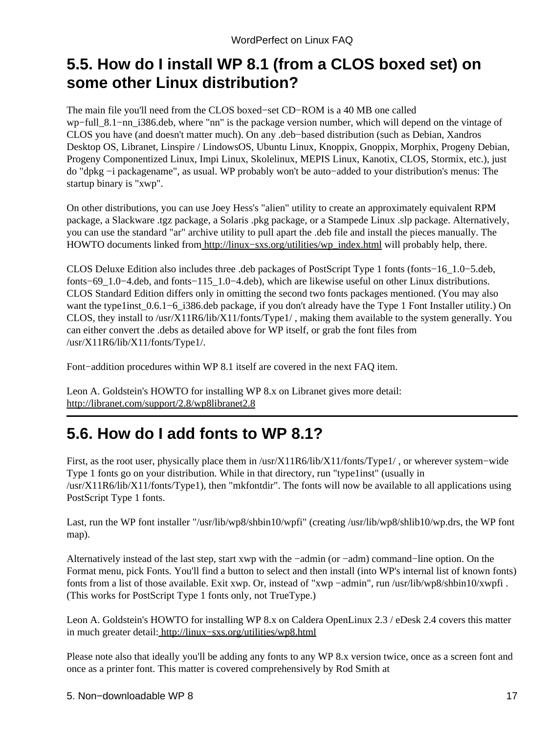## 5.5. How do I install WP 8.1 (from a CLOS boxed set) on some other Linux distribution?

The main file you'll need from the CLOS boxed−set CD−ROM is a 40 MB one called wp−full_8.1−nn_i386.deb, where "nn" is the package version number, which will depend on the vintage of CLOS you have (and doesn't matter much). On any .deb−based distribution (such as Debian, Xandros Desktop OS, Libranet, Linspire / LindowsOS, Ubuntu Linux, Knoppix, Gnoppix, Morphix, Progeny Debian, Progeny Componentized Linux, Impi Linux, Skolelinux, MEPIS Linux, Kanotix, CLOS, Stormix, etc.), just do "dpkg −i packagename", as usual. WP probably won't be auto−added to your distribution's menus: The startup binary is "xwp".

On other distributions, you can use Joey Hess's "alien" utility to create an approximately equivalent RPM package, a Slackware .tgz package, a Solaris .pkg package, or a Stampede Linux .slp package. Alternatively, you can use the standard "ar" archive utility to pull apart the .deb file and install the pieces manually. The HOWTO documents linked from http://linux−sxs.org/utilities/wp_index.html will probably help, there.

CLOS Deluxe Edition also includes three .deb packages of PostScript Type 1 fonts (fonts−16_1.0−5.deb, fonts−69_1.0−4.deb, and fonts−115_1.0−4.deb), which are likewise useful on other Linux distributions. CLOS Standard Edition differs only in omitting the second two fonts packages mentioned. (You may also want the type1inst_0.6.1−6_i386.deb package, if you don't already have the Type 1 Font Installer utility.) On CLOS, they install to /usr/X11R6/lib/X11/fonts/Type1/ , making them available to the system generally. You can either convert the .debs as detailed above for WP itself, or grab the font files from /usr/X11R6/lib/X11/fonts/Type1/.

Font−addition procedures within WP 8.1 itself are covered in the next FAQ item.

Leon A. Goldstein's HOWTO for installing WP 8.x on Libranet gives more detail: http://libranet.com/support/2.8/wp8libranet2.8

## 5.6. How do I add fonts to WP 8.1?

First, as the root user, physically place them in /usr/X11R6/lib/X11/fonts/Type1/ , or wherever system−wide Type 1 fonts go on your distribution. While in that directory, run "type1inst" (usually in /usr/X11R6/lib/X11/fonts/Type1), then "mkfontdir". The fonts will now be available to all applications using PostScript Type 1 fonts.

Last, run the WP font installer "/usr/lib/wp8/shbin10/wpfi" (creating /usr/lib/wp8/shlib10/wp.drs, the WP font map).

Alternatively instead of the last step, start xwp with the −admin (or −adm) command−line option. On the Format menu, pick Fonts. You'll find a button to select and then install (into WP's internal list of known fonts) fonts from a list of those available. Exit xwp. Or, instead of "xwp −admin", run /usr/lib/wp8/shbin10/xwpfi . (This works for PostScript Type 1 fonts only, not TrueType.)

Leon A. Goldstein's HOWTO for installing WP 8.x on Caldera OpenLinux 2.3 / eDesk 2.4 covers this matter in much greater detail: http://linux−sxs.org/utilities/wp8.html

Please note also that ideally you'll be adding any fonts to any WP 8.x version twice, once as a screen font and once as a printer font. This matter is covered comprehensively by Rod Smith at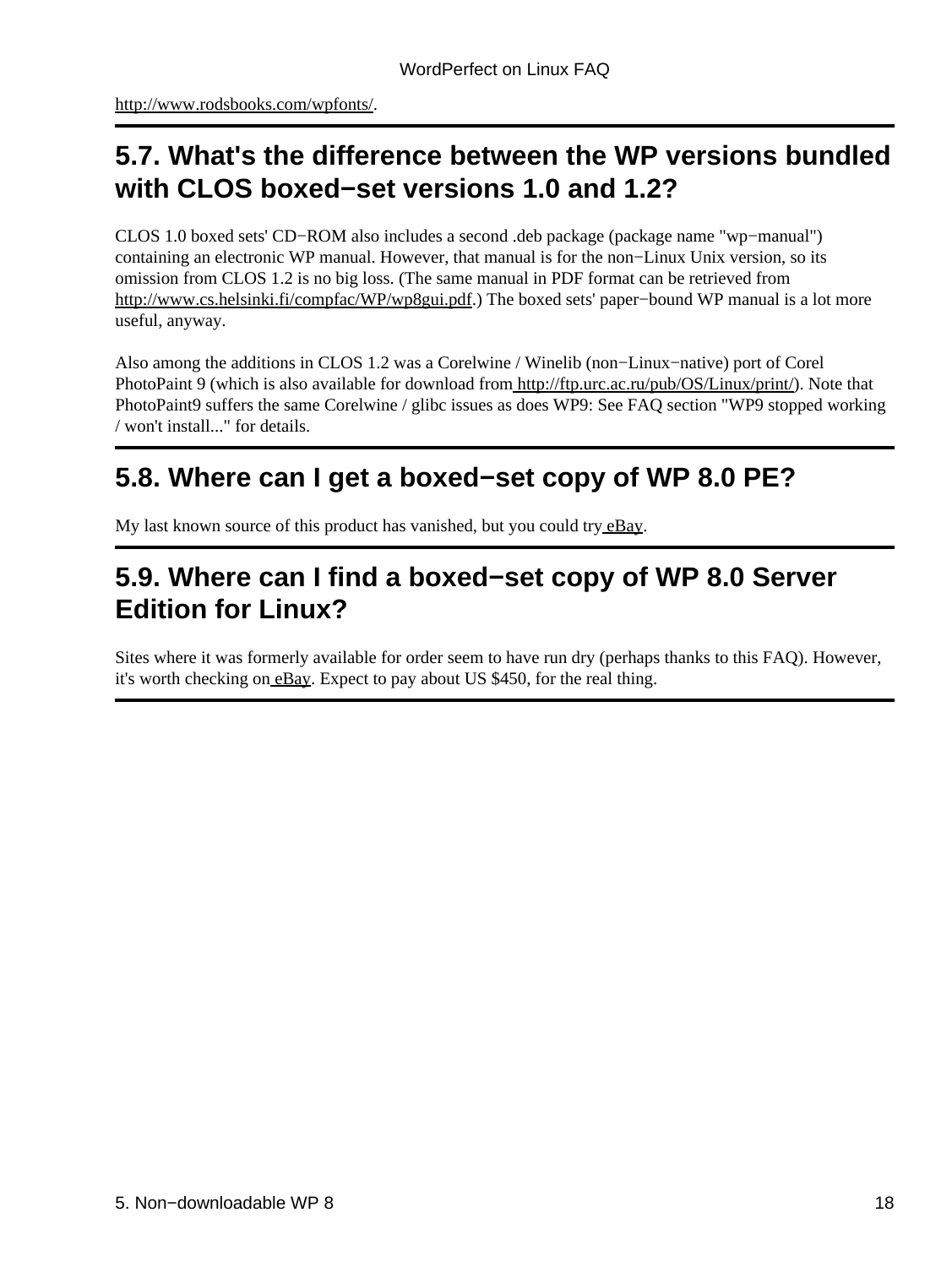http://www.rodsbooks.com/wpfonts/.

## 5.7. What's the difference between the WP versions bundled with CLOS boxed−set versions 1.0 and 1.2?

CLOS 1.0 boxed sets' CD−ROM also includes a second .deb package (package name "wp−manual") containing an electronic WP manual. However, that manual is for the non−Linux Unix version, so its omission from CLOS 1.2 is no big loss. (The same manual in PDF format can be retrieved from http://www.cs.helsinki.fi/compfac/WP/wp8gui.pdf.) The boxed sets' paper−bound WP manual is a lot more useful, anyway.

Also among the additions in CLOS 1.2 was a Corelwine / Winelib (non−Linux−native) port of Corel PhotoPaint 9 (which is also available for download from http://ftp.urc.ac.ru/pub/OS/Linux/print/). Note that PhotoPaint9 suffers the same Corelwine / glibc issues as does WP9: See FAQ section "WP9 stopped working / won't install..." for details.

## 5.8. Where can I get a boxed−set copy of WP 8.0 PE?

My last known source of this product has vanished, but you could try eBay.

## 5.9. Where can I find a boxed−set copy of WP 8.0 Server Edition for Linux?

Sites where it was formerly available for order seem to have run dry (perhaps thanks to this FAQ). However, it's worth checking on eBay. Expect to pay about US $450, for the real thing.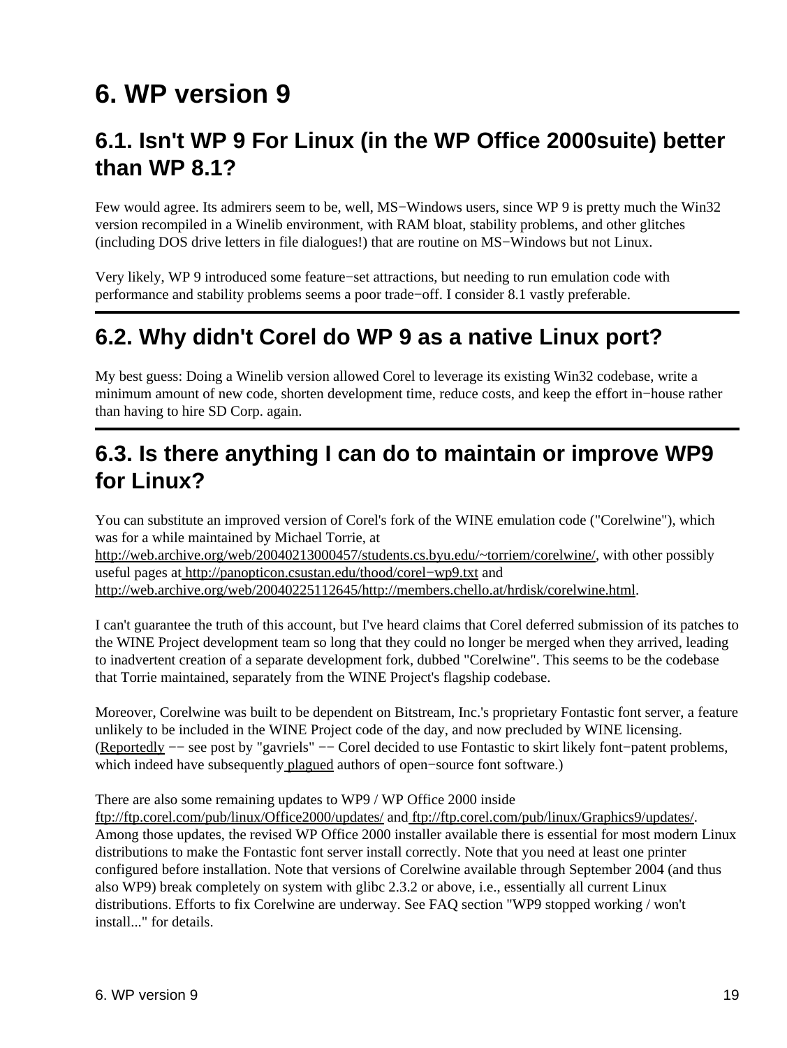# 6. WP version 9

## 6.1. Isn't WP 9 For Linux (in the WP Office 2000suite) better than WP 8.1?

Few would agree. Its admirers seem to be, well, MS−Windows users, since WP 9 is pretty much the Win32 version recompiled in a Winelib environment, with RAM bloat, stability problems, and other glitches (including DOS drive letters in file dialogues!) that are routine on MS−Windows but not Linux.

Very likely, WP 9 introduced some feature−set attractions, but needing to run emulation code with performance and stability problems seems a poor trade−off. I consider 8.1 vastly preferable.

## 6.2. Why didn't Corel do WP 9 as a native Linux port?

My best guess: Doing a Winelib version allowed Corel to leverage its existing Win32 codebase, write a minimum amount of new code, shorten development time, reduce costs, and keep the effort in−house rather than having to hire SD Corp. again.

## 6.3. Is there anything I can do to maintain or improve WP9 for Linux?

You can substitute an improved version of Corel's fork of the WINE emulation code ("Corelwine"), which was for a while maintained by Michael Torrie, at http://web.archive.org/web/20040213000457/students.cs.byu.edu/~torriem/corelwine/, with other possibly useful pages at http://panopticon.csustan.edu/thood/corel−wp9.txt and http://web.archive.org/web/20040225112645/http://members.chello.at/hrdisk/corelwine.html.

I can't guarantee the truth of this account, but I've heard claims that Corel deferred submission of its patches to the WINE Project development team so long that they could no longer be merged when they arrived, leading to inadvertent creation of a separate development fork, dubbed "Corelwine". This seems to be the codebase that Torrie maintained, separately from the WINE Project's flagship codebase.

Moreover, Corelwine was built to be dependent on Bitstream, Inc.'s proprietary Fontastic font server, a feature unlikely to be included in the WINE Project code of the day, and now precluded by WINE licensing. (Reportedly −− see post by "gavriels" −− Corel decided to use Fontastic to skirt likely font−patent problems, which indeed have subsequently plagued authors of open−source font software.)

There are also some remaining updates to WP9 / WP Office 2000 inside ftp://ftp.corel.com/pub/linux/Office2000/updates/ and ftp://ftp.corel.com/pub/linux/Graphics9/updates/. Among those updates, the revised WP Office 2000 installer available there is essential for most modern Linux distributions to make the Fontastic font server install correctly. Note that you need at least one printer configured before installation. Note that versions of Corelwine available through September 2004 (and thus also WP9) break completely on system with glibc 2.3.2 or above, i.e., essentially all current Linux distributions. Efforts to fix Corelwine are underway. See FAQ section "WP9 stopped working / won't install..." for details.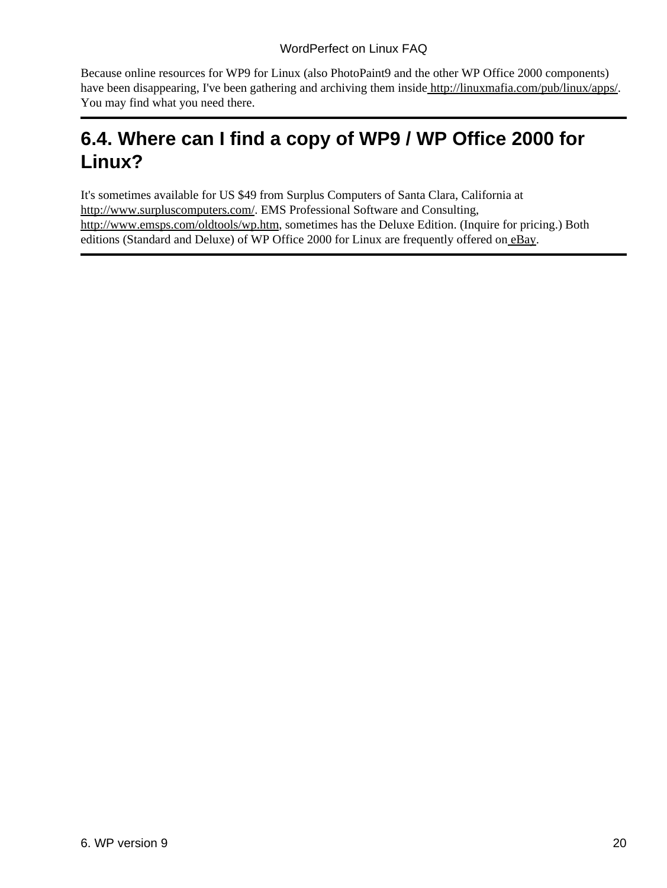Because online resources for WP9 for Linux (also PhotoPaint9 and the other WP Office 2000 components) have been disappearing, I've been gathering and archiving them inside http://linuxmafia.com/pub/linux/apps/. You may find what you need there.

## 6.4. Where can I find a copy of WP9 / WP Office 2000 for Linux?

It's sometimes available for US $49 from Surplus Computers of Santa Clara, California at http://www.surpluscomputers.com/. EMS Professional Software and Consulting, http://www.emsps.com/oldtools/wp.htm, sometimes has the Deluxe Edition. (Inquire for pricing.) Both editions (Standard and Deluxe) of WP Office 2000 for Linux are frequently offered on eBay.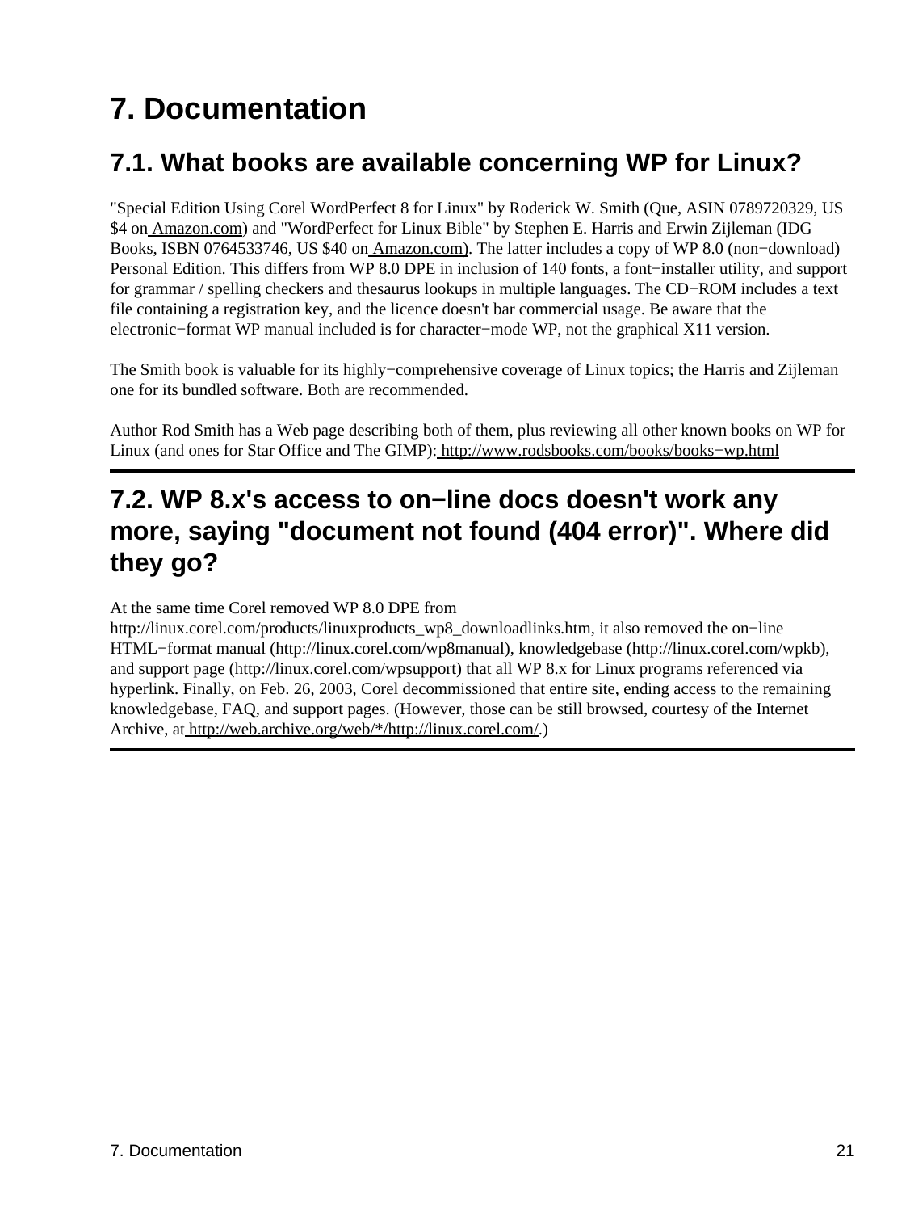# 7. Documentation

## 7.1. What books are available concerning WP for Linux?

"Special Edition Using Corel WordPerfect 8 for Linux" by Roderick W. Smith (Que, ASIN 0789720329, US $4 on Amazon.com) and "WordPerfect for Linux Bible" by Stephen E. Harris and Erwin Zijleman (IDG Books, ISBN 0764533746, US $40 on Amazon.com). The latter includes a copy of WP 8.0 (non−download) Personal Edition. This differs from WP 8.0 DPE in inclusion of 140 fonts, a font−installer utility, and support for grammar / spelling checkers and thesaurus lookups in multiple languages. The CD−ROM includes a text file containing a registration key, and the licence doesn't bar commercial usage. Be aware that the electronic−format WP manual included is for character−mode WP, not the graphical X11 version.

The Smith book is valuable for its highly−comprehensive coverage of Linux topics; the Harris and Zijleman one for its bundled software. Both are recommended.

Author Rod Smith has a Web page describing both of them, plus reviewing all other known books on WP for Linux (and ones for Star Office and The GIMP): http://www.rodsbooks.com/books/books−wp.html

---

## 7.2. WP 8.x's access to on−line docs doesn't work any more, saying "document not found (404 error)". Where did they go?

At the same time Corel removed WP 8.0 DPE from http://linux.corel.com/products/linuxproducts_wp8_downloadlinks.htm, it also removed the on−line HTML−format manual (http://linux.corel.com/wp8manual), knowledgebase (http://linux.corel.com/wpkb), and support page (http://linux.corel.com/wpsupport) that all WP 8.x for Linux programs referenced via hyperlink. Finally, on Feb. 26, 2003, Corel decommissioned that entire site, ending access to the remaining knowledgebase, FAQ, and support pages. (However, those can be still browsed, courtesy of the Internet Archive, at http://web.archive.org/web/*/http://linux.corel.com/.)

---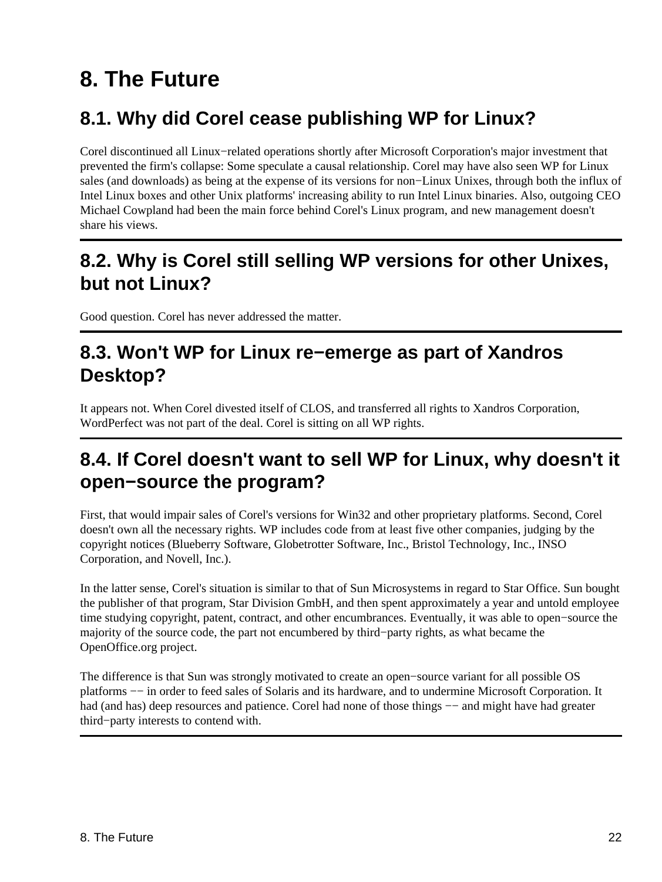# 8. The Future

## 8.1. Why did Corel cease publishing WP for Linux?

Corel discontinued all Linux−related operations shortly after Microsoft Corporation's major investment that prevented the firm's collapse: Some speculate a causal relationship. Corel may have also seen WP for Linux sales (and downloads) as being at the expense of its versions for non−Linux Unixes, through both the influx of Intel Linux boxes and other Unix platforms' increasing ability to run Intel Linux binaries. Also, outgoing CEO Michael Cowpland had been the main force behind Corel's Linux program, and new management doesn't share his views.

---

## 8.2. Why is Corel still selling WP versions for other Unixes, but not Linux?

Good question. Corel has never addressed the matter.

---

## 8.3. Won't WP for Linux re−emerge as part of Xandros Desktop?

It appears not. When Corel divested itself of CLOS, and transferred all rights to Xandros Corporation, WordPerfect was not part of the deal. Corel is sitting on all WP rights.

---

## 8.4. If Corel doesn't want to sell WP for Linux, why doesn't it open−source the program?

First, that would impair sales of Corel's versions for Win32 and other proprietary platforms. Second, Corel doesn't own all the necessary rights. WP includes code from at least five other companies, judging by the copyright notices (Blueberry Software, Globetrotter Software, Inc., Bristol Technology, Inc., INSO Corporation, and Novell, Inc.).

In the latter sense, Corel's situation is similar to that of Sun Microsystems in regard to Star Office. Sun bought the publisher of that program, Star Division GmbH, and then spent approximately a year and untold employee time studying copyright, patent, contract, and other encumbrances. Eventually, it was able to open−source the majority of the source code, the part not encumbered by third−party rights, as what became the OpenOffice.org project.

The difference is that Sun was strongly motivated to create an open−source variant for all possible OS platforms −− in order to feed sales of Solaris and its hardware, and to undermine Microsoft Corporation. It had (and has) deep resources and patience. Corel had none of those things −− and might have had greater third−party interests to contend with.

---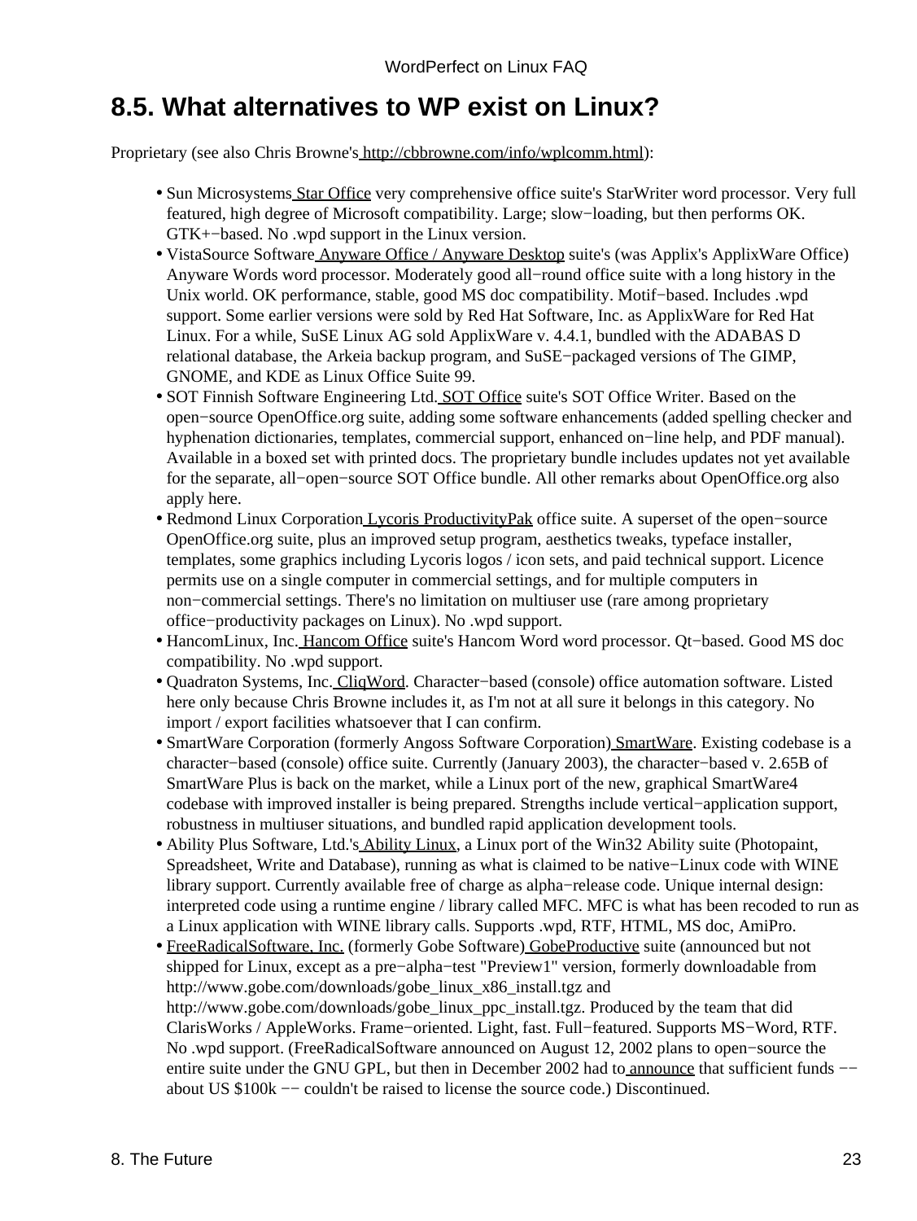## 8.5. What alternatives to WP exist on Linux?

Proprietary (see also Chris Browne's http://cbbrowne.com/info/wplcomm.html):

- Sun Microsystems Star Office very comprehensive office suite's StarWriter word processor. Very full featured, high degree of Microsoft compatibility. Large; slow−loading, but then performs OK. GTK+−based. No .wpd support in the Linux version.
- VistaSource Software Anyware Office / Anyware Desktop suite's (was Applix's ApplixWare Office) Anyware Words word processor. Moderately good all−round office suite with a long history in the Unix world. OK performance, stable, good MS doc compatibility. Motif−based. Includes .wpd support. Some earlier versions were sold by Red Hat Software, Inc. as ApplixWare for Red Hat Linux. For a while, SuSE Linux AG sold ApplixWare v. 4.4.1, bundled with the ADABAS D relational database, the Arkeia backup program, and SuSE−packaged versions of The GIMP, GNOME, and KDE as Linux Office Suite 99.
- SOT Finnish Software Engineering Ltd. SOT Office suite's SOT Office Writer. Based on the open−source OpenOffice.org suite, adding some software enhancements (added spelling checker and hyphenation dictionaries, templates, commercial support, enhanced on−line help, and PDF manual). Available in a boxed set with printed docs. The proprietary bundle includes updates not yet available for the separate, all−open−source SOT Office bundle. All other remarks about OpenOffice.org also apply here.
- Redmond Linux Corporation Lycoris ProductivityPak office suite. A superset of the open−source OpenOffice.org suite, plus an improved setup program, aesthetics tweaks, typeface installer, templates, some graphics including Lycoris logos / icon sets, and paid technical support. Licence permits use on a single computer in commercial settings, and for multiple computers in non−commercial settings. There's no limitation on multiuser use (rare among proprietary office−productivity packages on Linux). No .wpd support.
- HancomLinux, Inc. Hancom Office suite's Hancom Word word processor. Qt−based. Good MS doc compatibility. No .wpd support.
- Quadraton Systems, Inc. CliqWord. Character−based (console) office automation software. Listed here only because Chris Browne includes it, as I'm not at all sure it belongs in this category. No import / export facilities whatsoever that I can confirm.
- SmartWare Corporation (formerly Angoss Software Corporation) SmartWare. Existing codebase is a character−based (console) office suite. Currently (January 2003), the character−based v. 2.65B of SmartWare Plus is back on the market, while a Linux port of the new, graphical SmartWare4 codebase with improved installer is being prepared. Strengths include vertical−application support, robustness in multiuser situations, and bundled rapid application development tools.
- Ability Plus Software, Ltd.'s Ability Linux, a Linux port of the Win32 Ability suite (Photopaint, Spreadsheet, Write and Database), running as what is claimed to be native−Linux code with WINE library support. Currently available free of charge as alpha−release code. Unique internal design: interpreted code using a runtime engine / library called MFC. MFC is what has been recoded to run as a Linux application with WINE library calls. Supports .wpd, RTF, HTML, MS doc, AmiPro.
- FreeRadicalSoftware, Inc. (formerly Gobe Software) GobeProductive suite (announced but not shipped for Linux, except as a pre−alpha−test "Preview1" version, formerly downloadable from http://www.gobe.com/downloads/gobe_linux_x86_install.tgz and http://www.gobe.com/downloads/gobe_linux_ppc_install.tgz. Produced by the team that did ClarisWorks / AppleWorks. Frame−oriented. Light, fast. Full−featured. Supports MS−Word, RTF. No .wpd support. (FreeRadicalSoftware announced on August 12, 2002 plans to open−source the entire suite under the GNU GPL, but then in December 2002 had to announce that sufficient funds −− about US $100k −− couldn't be raised to license the source code.) Discontinued.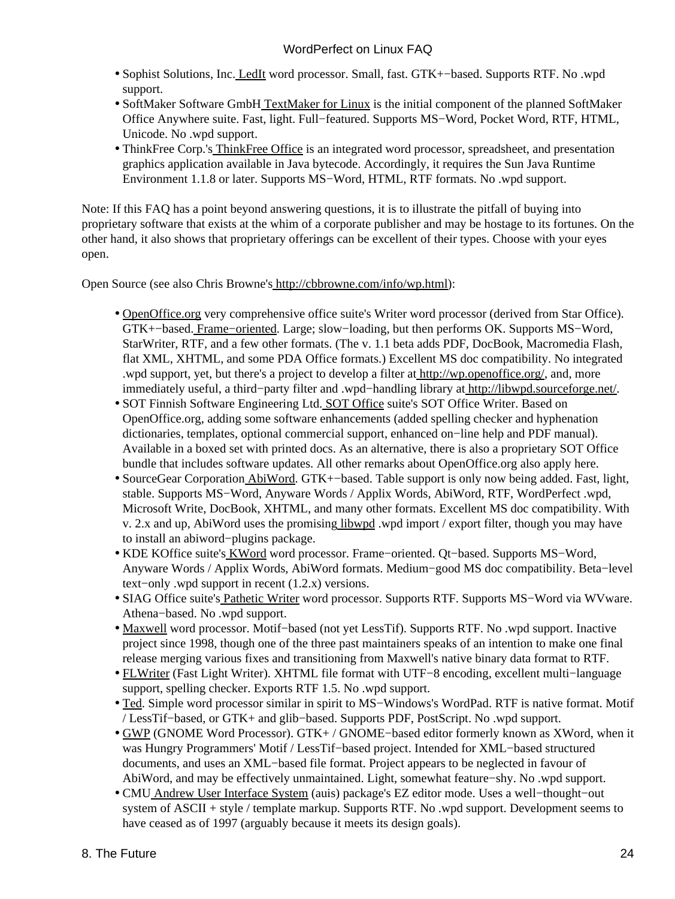- Sophist Solutions, Inc. LedIt word processor. Small, fast. GTK+−based. Supports RTF. No .wpd support.
- SoftMaker Software GmbH TextMaker for Linux is the initial component of the planned SoftMaker Office Anywhere suite. Fast, light. Full−featured. Supports MS−Word, Pocket Word, RTF, HTML, Unicode. No .wpd support.
- ThinkFree Corp.'s ThinkFree Office is an integrated word processor, spreadsheet, and presentation graphics application available in Java bytecode. Accordingly, it requires the Sun Java Runtime Environment 1.1.8 or later. Supports MS−Word, HTML, RTF formats. No .wpd support.

Note: If this FAQ has a point beyond answering questions, it is to illustrate the pitfall of buying into proprietary software that exists at the whim of a corporate publisher and may be hostage to its fortunes. On the other hand, it also shows that proprietary offerings can be excellent of their types. Choose with your eyes open.

Open Source (see also Chris Browne's http://cbbrowne.com/info/wp.html):

- OpenOffice.org very comprehensive office suite's Writer word processor (derived from Star Office). GTK+−based. Frame−oriented. Large; slow−loading, but then performs OK. Supports MS−Word, StarWriter, RTF, and a few other formats. (The v. 1.1 beta adds PDF, DocBook, Macromedia Flash, flat XML, XHTML, and some PDA Office formats.) Excellent MS doc compatibility. No integrated .wpd support, yet, but there's a project to develop a filter at http://wp.openoffice.org/, and, more immediately useful, a third−party filter and .wpd−handling library at http://libwpd.sourceforge.net/.
- SOT Finnish Software Engineering Ltd. SOT Office suite's SOT Office Writer. Based on OpenOffice.org, adding some software enhancements (added spelling checker and hyphenation dictionaries, templates, optional commercial support, enhanced on−line help and PDF manual). Available in a boxed set with printed docs. As an alternative, there is also a proprietary SOT Office bundle that includes software updates. All other remarks about OpenOffice.org also apply here.
- SourceGear Corporation AbiWord. GTK+−based. Table support is only now being added. Fast, light, stable. Supports MS−Word, Anyware Words / Applix Words, AbiWord, RTF, WordPerfect .wpd, Microsoft Write, DocBook, XHTML, and many other formats. Excellent MS doc compatibility. With v. 2.x and up, AbiWord uses the promising libwpd .wpd import / export filter, though you may have to install an abiword−plugins package.
- KDE KOffice suite's KWord word processor. Frame−oriented. Qt−based. Supports MS−Word, Anyware Words / Applix Words, AbiWord formats. Medium−good MS doc compatibility. Beta−level text−only .wpd support in recent (1.2.x) versions.
- SIAG Office suite's Pathetic Writer word processor. Supports RTF. Supports MS−Word via WVware. Athena−based. No .wpd support.
- Maxwell word processor. Motif−based (not yet LessTif). Supports RTF. No .wpd support. Inactive project since 1998, though one of the three past maintainers speaks of an intention to make one final release merging various fixes and transitioning from Maxwell's native binary data format to RTF.
- FLWriter (Fast Light Writer). XHTML file format with UTF−8 encoding, excellent multi−language support, spelling checker. Exports RTF 1.5. No .wpd support.
- Ted. Simple word processor similar in spirit to MS−Windows's WordPad. RTF is native format. Motif / LessTif−based, or GTK+ and glib−based. Supports PDF, PostScript. No .wpd support.
- GWP (GNOME Word Processor). GTK+ / GNOME−based editor formerly known as XWord, when it was Hungry Programmers' Motif / LessTif−based project. Intended for XML−based structured documents, and uses an XML−based file format. Project appears to be neglected in favour of AbiWord, and may be effectively unmaintained. Light, somewhat feature−shy. No .wpd support.
- CMU Andrew User Interface System (auis) package's EZ editor mode. Uses a well−thought−out system of ASCII + style / template markup. Supports RTF. No .wpd support. Development seems to have ceased as of 1997 (arguably because it meets its design goals).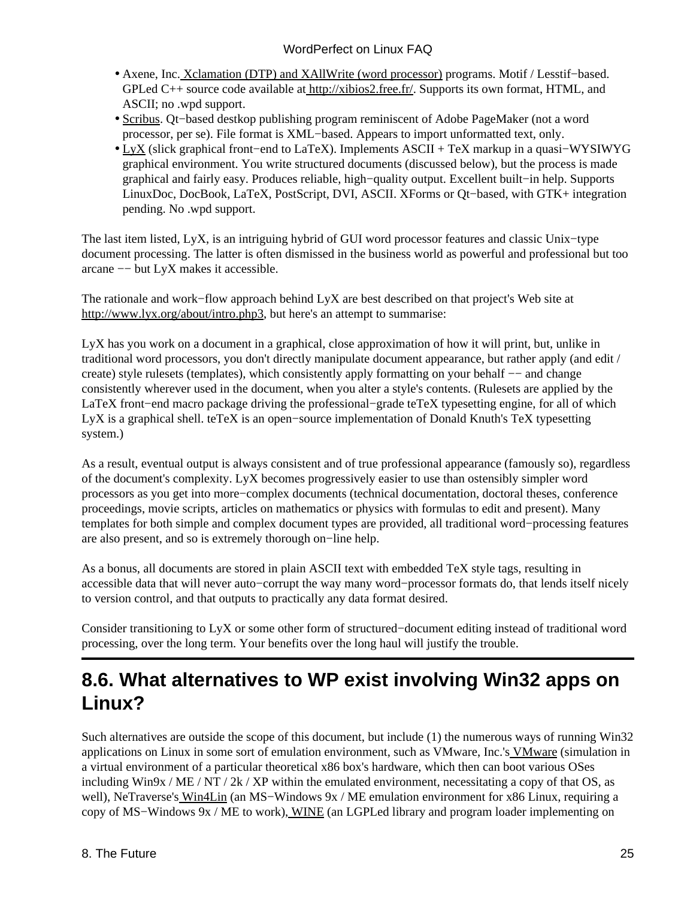- Axene, Inc. Xclamation (DTP) and XAllWrite (word processor) programs. Motif / Lesstif−based. GPLed C++ source code available at http://xibios2.free.fr/. Supports its own format, HTML, and ASCII; no .wpd support.
- Scribus. Qt−based destkop publishing program reminiscent of Adobe PageMaker (not a word processor, per se). File format is XML−based. Appears to import unformatted text, only.
- LyX (slick graphical front−end to LaTeX). Implements ASCII + TeX markup in a quasi−WYSIWYG graphical environment. You write structured documents (discussed below), but the process is made graphical and fairly easy. Produces reliable, high−quality output. Excellent built−in help. Supports LinuxDoc, DocBook, LaTeX, PostScript, DVI, ASCII. XForms or Qt−based, with GTK+ integration pending. No .wpd support.

The last item listed, LyX, is an intriguing hybrid of GUI word processor features and classic Unix−type document processing. The latter is often dismissed in the business world as powerful and professional but too arcane −− but LyX makes it accessible.

The rationale and work−flow approach behind LyX are best described on that project's Web site at http://www.lyx.org/about/intro.php3, but here's an attempt to summarise:

LyX has you work on a document in a graphical, close approximation of how it will print, but, unlike in traditional word processors, you don't directly manipulate document appearance, but rather apply (and edit / create) style rulesets (templates), which consistently apply formatting on your behalf −− and change consistently wherever used in the document, when you alter a style's contents. (Rulesets are applied by the LaTeX front−end macro package driving the professional−grade teTeX typesetting engine, for all of which LyX is a graphical shell. teTeX is an open−source implementation of Donald Knuth's TeX typesetting system.)

As a result, eventual output is always consistent and of true professional appearance (famously so), regardless of the document's complexity. LyX becomes progressively easier to use than ostensibly simpler word processors as you get into more−complex documents (technical documentation, doctoral theses, conference proceedings, movie scripts, articles on mathematics or physics with formulas to edit and present). Many templates for both simple and complex document types are provided, all traditional word−processing features are also present, and so is extremely thorough on−line help.

As a bonus, all documents are stored in plain ASCII text with embedded TeX style tags, resulting in accessible data that will never auto−corrupt the way many word−processor formats do, that lends itself nicely to version control, and that outputs to practically any data format desired.

Consider transitioning to LyX or some other form of structured−document editing instead of traditional word processing, over the long term. Your benefits over the long haul will justify the trouble.

## 8.6. What alternatives to WP exist involving Win32 apps on Linux?

Such alternatives are outside the scope of this document, but include (1) the numerous ways of running Win32 applications on Linux in some sort of emulation environment, such as VMware, Inc.'s VMware (simulation in a virtual environment of a particular theoretical x86 box's hardware, which then can boot various OSes including Win9x / ME / NT / 2k / XP within the emulated environment, necessitating a copy of that OS, as well), NeTraverse's Win4Lin (an MS−Windows 9x / ME emulation environment for x86 Linux, requiring a copy of MS−Windows 9x / ME to work), WINE (an LGPLed library and program loader implementing on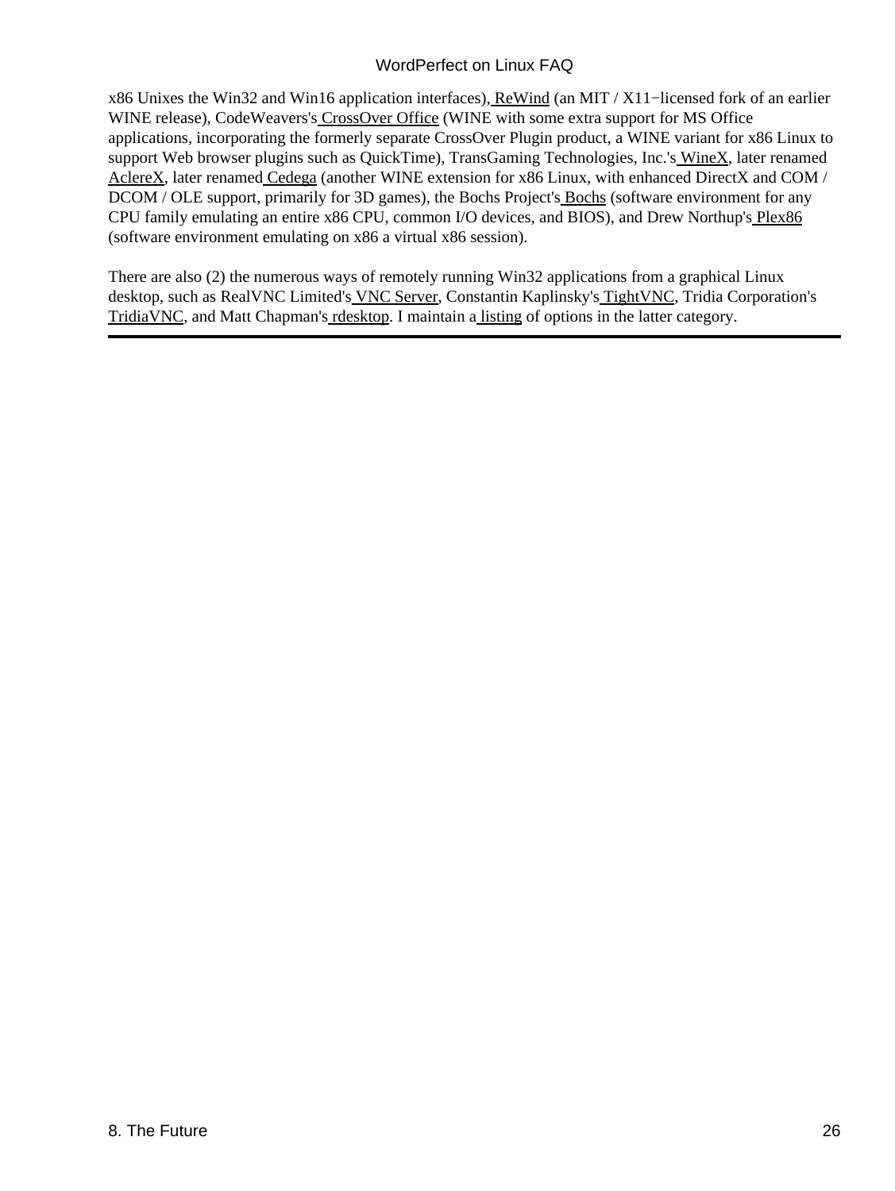x86 Unixes the Win32 and Win16 application interfaces), ReWind (an MIT / X11−licensed fork of an earlier WINE release), CodeWeavers's CrossOver Office (WINE with some extra support for MS Office applications, incorporating the formerly separate CrossOver Plugin product, a WINE variant for x86 Linux to support Web browser plugins such as QuickTime), TransGaming Technologies, Inc.'s WineX, later renamed AclereX, later renamed Cedega (another WINE extension for x86 Linux, with enhanced DirectX and COM / DCOM / OLE support, primarily for 3D games), the Bochs Project's Bochs (software environment for any CPU family emulating an entire x86 CPU, common I/O devices, and BIOS), and Drew Northup's Plex86 (software environment emulating on x86 a virtual x86 session).

There are also (2) the numerous ways of remotely running Win32 applications from a graphical Linux desktop, such as RealVNC Limited's VNC Server, Constantin Kaplinsky's TightVNC, Tridia Corporation's TridiaVNC, and Matt Chapman's rdesktop. I maintain a listing of options in the latter category.

---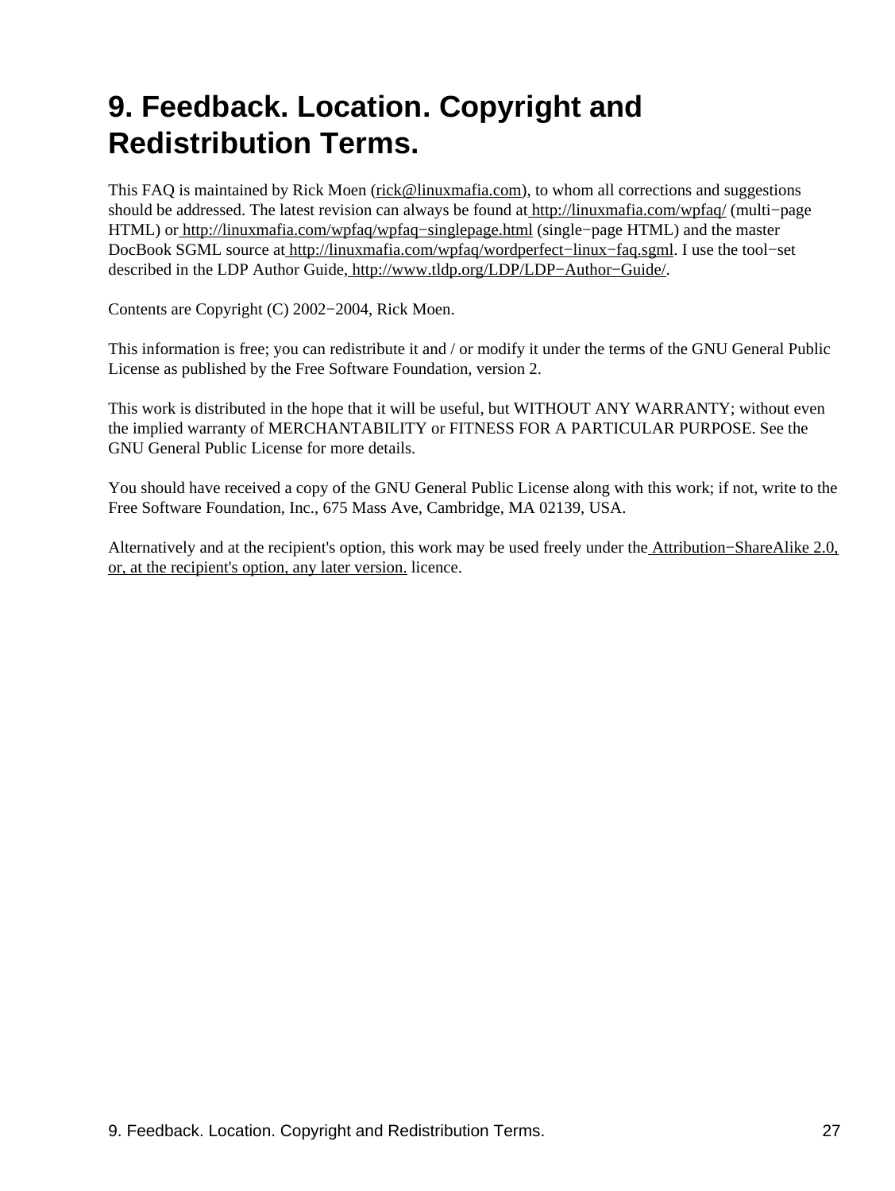# 9. Feedback. Location. Copyright and Redistribution Terms.

This FAQ is maintained by Rick Moen (rick@linuxmafia.com), to whom all corrections and suggestions should be addressed. The latest revision can always be found at http://linuxmafia.com/wpfaq/ (multi−page HTML) or http://linuxmafia.com/wpfaq/wpfaq−singlepage.html (single−page HTML) and the master DocBook SGML source at http://linuxmafia.com/wpfaq/wordperfect−linux−faq.sgml. I use the tool−set described in the LDP Author Guide, http://www.tldp.org/LDP/LDP−Author−Guide/.

Contents are Copyright (C) 2002−2004, Rick Moen.

This information is free; you can redistribute it and / or modify it under the terms of the GNU General Public License as published by the Free Software Foundation, version 2.

This work is distributed in the hope that it will be useful, but WITHOUT ANY WARRANTY; without even the implied warranty of MERCHANTABILITY or FITNESS FOR A PARTICULAR PURPOSE. See the GNU General Public License for more details.

You should have received a copy of the GNU General Public License along with this work; if not, write to the Free Software Foundation, Inc., 675 Mass Ave, Cambridge, MA 02139, USA.

Alternatively and at the recipient's option, this work may be used freely under the Attribution−ShareAlike 2.0, or, at the recipient's option, any later version. licence.